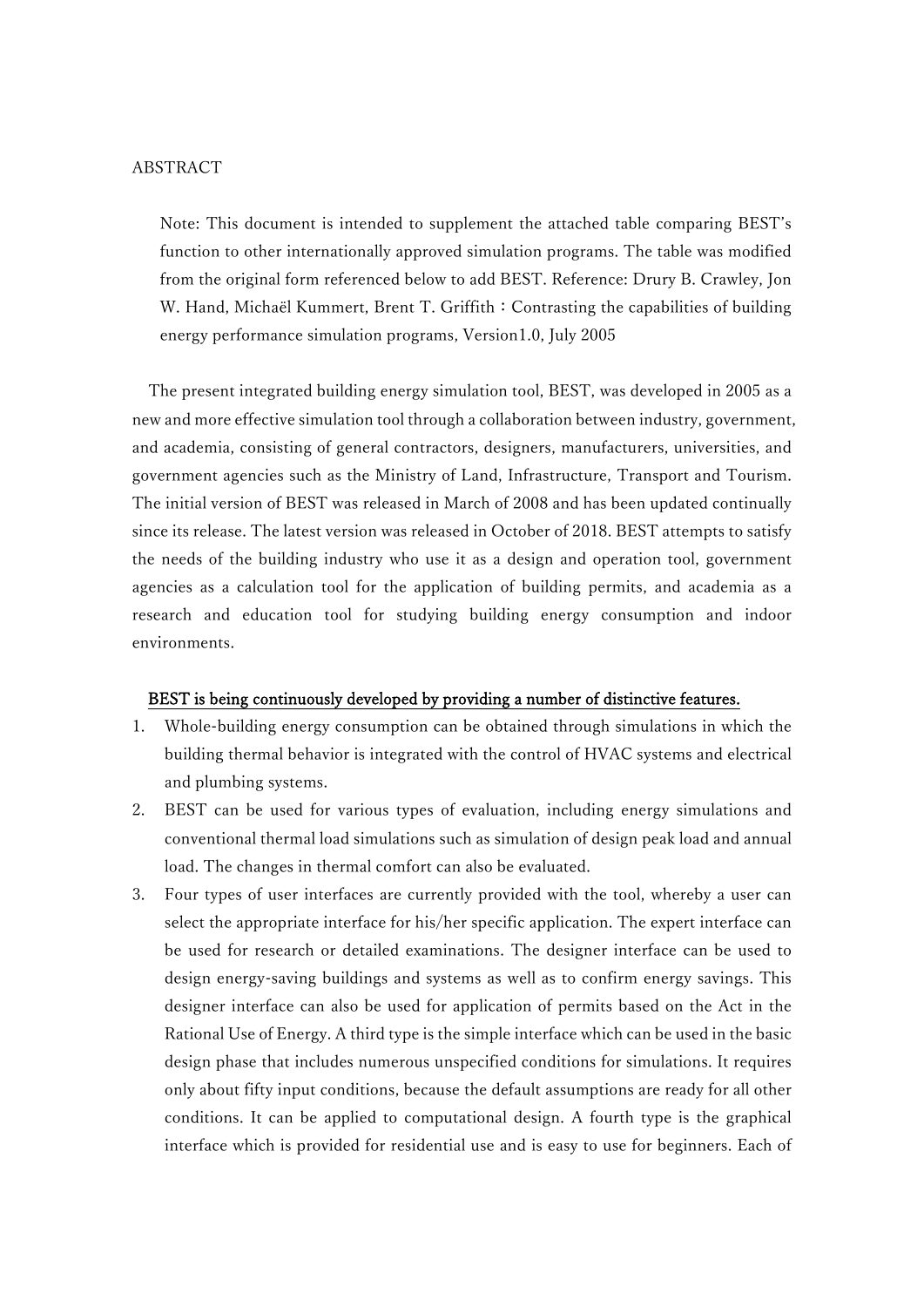ABSTRACT

> Note: This document is intended to supplement the attached table comparing BEST's function to other internationally approved simulation programs. The table was modified from the original form referenced below to add BEST. Reference: Drury B. Crawley, Jon W. Hand, Michaël Kummert, Brent T. Griffith：Contrasting the capabilities of building energy performance simulation programs, Version1.0, July 2005

The present integrated building energy simulation tool, BEST, was developed in 2005 as a new and more effective simulation tool through a collaboration between industry, government, and academia, consisting of general contractors, designers, manufacturers, universities, and government agencies such as the Ministry of Land, Infrastructure, Transport and Tourism. The initial version of BEST was released in March of 2008 and has been updated continually since its release. The latest version was released in October of 2018. BEST attempts to satisfy the needs of the building industry who use it as a design and operation tool, government agencies as a calculation tool for the application of building permits, and academia as a research and education tool for studying building energy consumption and indoor environments.

<u>BEST is being continuously developed by providing a number of distinctive features.</u>

1. Whole-building energy consumption can be obtained through simulations in which the building thermal behavior is integrated with the control of HVAC systems and electrical and plumbing systems.
2. BEST can be used for various types of evaluation, including energy simulations and conventional thermal load simulations such as simulation of design peak load and annual load. The changes in thermal comfort can also be evaluated.
3. Four types of user interfaces are currently provided with the tool, whereby a user can select the appropriate interface for his/her specific application. The expert interface can be used for research or detailed examinations. The designer interface can be used to design energy-saving buildings and systems as well as to confirm energy savings. This designer interface can also be used for application of permits based on the Act in the Rational Use of Energy. A third type is the simple interface which can be used in the basic design phase that includes numerous unspecified conditions for simulations. It requires only about fifty input conditions, because the default assumptions are ready for all other conditions. It can be applied to computational design. A fourth type is the graphical interface which is provided for residential use and is easy to use for beginners. Each of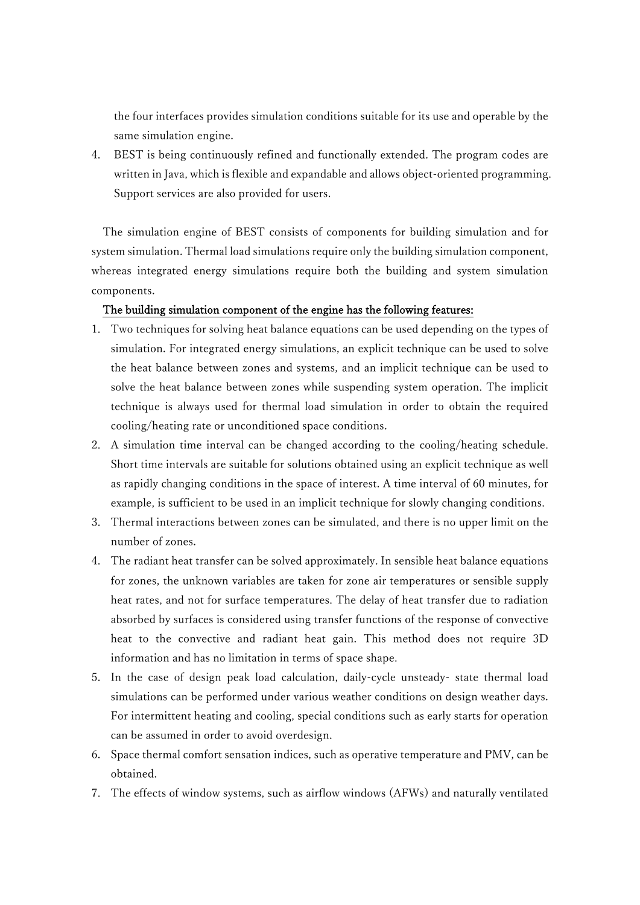the four interfaces provides simulation conditions suitable for its use and operable by the same simulation engine.

4. BEST is being continuously refined and functionally extended. The program codes are written in Java, which is flexible and expandable and allows object-oriented programming. Support services are also provided for users.

The simulation engine of BEST consists of components for building simulation and for system simulation. Thermal load simulations require only the building simulation component, whereas integrated energy simulations require both the building and system simulation components.

<u>The building simulation component of the engine has the following features:</u>

1. Two techniques for solving heat balance equations can be used depending on the types of simulation. For integrated energy simulations, an explicit technique can be used to solve the heat balance between zones and systems, and an implicit technique can be used to solve the heat balance between zones while suspending system operation. The implicit technique is always used for thermal load simulation in order to obtain the required cooling/heating rate or unconditioned space conditions.
2. A simulation time interval can be changed according to the cooling/heating schedule. Short time intervals are suitable for solutions obtained using an explicit technique as well as rapidly changing conditions in the space of interest. A time interval of 60 minutes, for example, is sufficient to be used in an implicit technique for slowly changing conditions.
3. Thermal interactions between zones can be simulated, and there is no upper limit on the number of zones.
4. The radiant heat transfer can be solved approximately. In sensible heat balance equations for zones, the unknown variables are taken for zone air temperatures or sensible supply heat rates, and not for surface temperatures. The delay of heat transfer due to radiation absorbed by surfaces is considered using transfer functions of the response of convective heat to the convective and radiant heat gain. This method does not require 3D information and has no limitation in terms of space shape.
5. In the case of design peak load calculation, daily-cycle unsteady- state thermal load simulations can be performed under various weather conditions on design weather days. For intermittent heating and cooling, special conditions such as early starts for operation can be assumed in order to avoid overdesign.
6. Space thermal comfort sensation indices, such as operative temperature and PMV, can be obtained.
7. The effects of window systems, such as airflow windows (AFWs) and naturally ventilated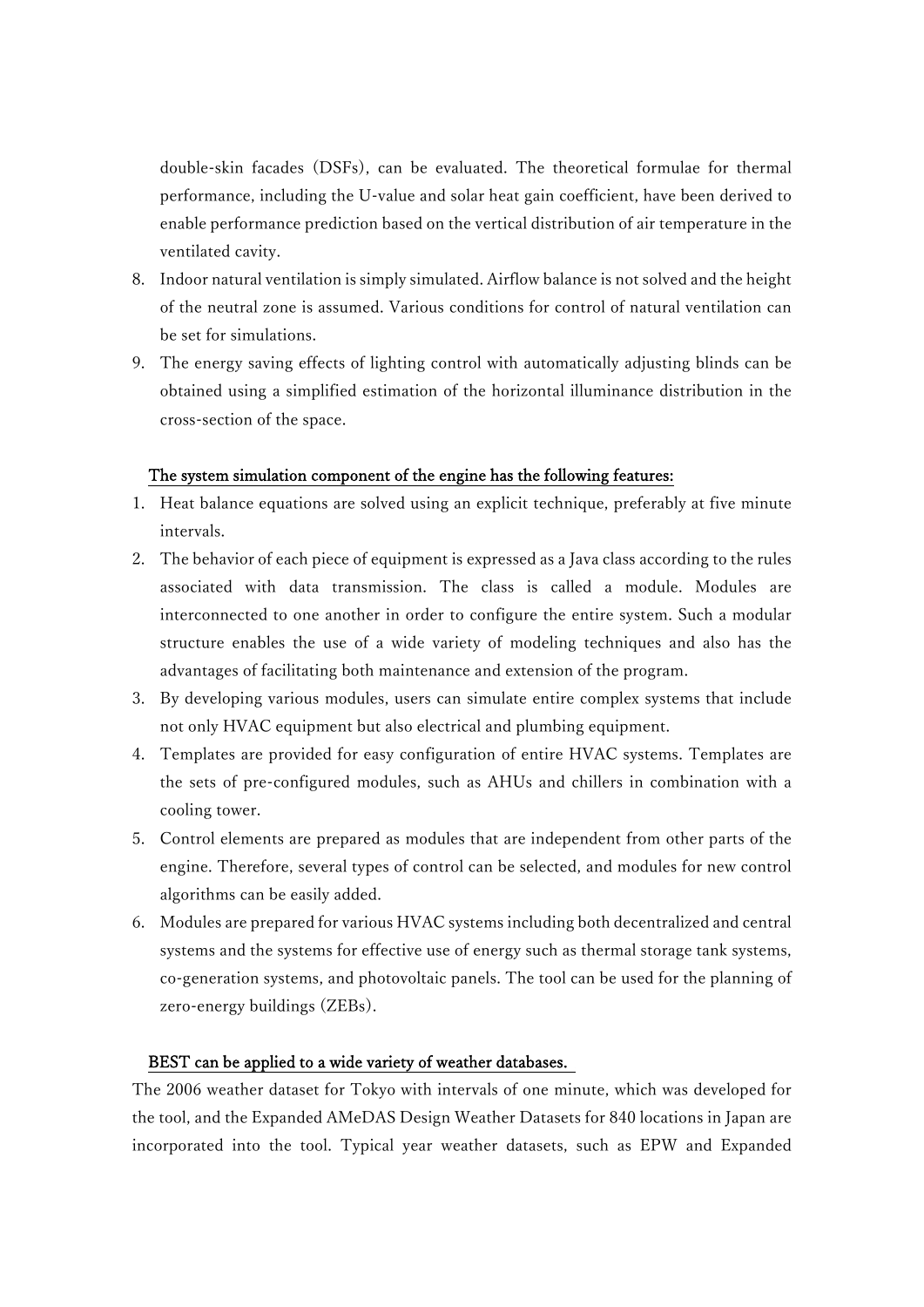double-skin facades (DSFs), can be evaluated. The theoretical formulae for thermal performance, including the U-value and solar heat gain coefficient, have been derived to enable performance prediction based on the vertical distribution of air temperature in the ventilated cavity.

8. Indoor natural ventilation is simply simulated. Airflow balance is not solved and the height of the neutral zone is assumed. Various conditions for control of natural ventilation can be set for simulations.
9. The energy saving effects of lighting control with automatically adjusting blinds can be obtained using a simplified estimation of the horizontal illuminance distribution in the cross-section of the space.

<u>The system simulation component of the engine has the following features:</u>

1. Heat balance equations are solved using an explicit technique, preferably at five minute intervals.
2. The behavior of each piece of equipment is expressed as a Java class according to the rules associated with data transmission. The class is called a module. Modules are interconnected to one another in order to configure the entire system. Such a modular structure enables the use of a wide variety of modeling techniques and also has the advantages of facilitating both maintenance and extension of the program.
3. By developing various modules, users can simulate entire complex systems that include not only HVAC equipment but also electrical and plumbing equipment.
4. Templates are provided for easy configuration of entire HVAC systems. Templates are the sets of pre-configured modules, such as AHUs and chillers in combination with a cooling tower.
5. Control elements are prepared as modules that are independent from other parts of the engine. Therefore, several types of control can be selected, and modules for new control algorithms can be easily added.
6. Modules are prepared for various HVAC systems including both decentralized and central systems and the systems for effective use of energy such as thermal storage tank systems, co-generation systems, and photovoltaic panels. The tool can be used for the planning of zero-energy buildings (ZEBs).

<u>BEST can be applied to a wide variety of weather databases.</u>

The 2006 weather dataset for Tokyo with intervals of one minute, which was developed for the tool, and the Expanded AMeDAS Design Weather Datasets for 840 locations in Japan are incorporated into the tool. Typical year weather datasets, such as EPW and Expanded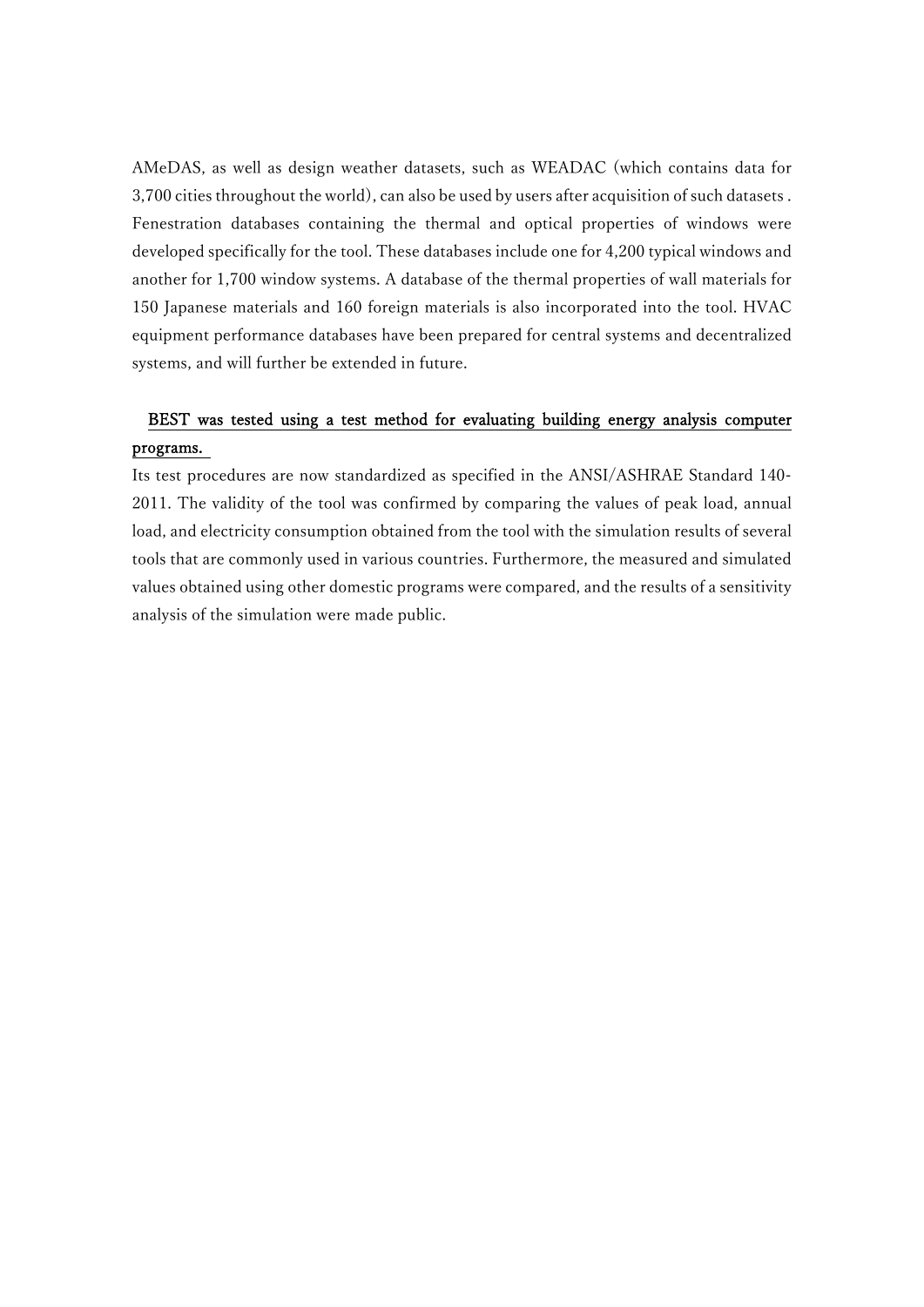AMeDAS, as well as design weather datasets, such as WEADAC (which contains data for 3,700 cities throughout the world), can also be used by users after acquisition of such datasets . Fenestration databases containing the thermal and optical properties of windows were developed specifically for the tool. These databases include one for 4,200 typical windows and another for 1,700 window systems. A database of the thermal properties of wall materials for 150 Japanese materials and 160 foreign materials is also incorporated into the tool. HVAC equipment performance databases have been prepared for central systems and decentralized systems, and will further be extended in future.

**<u>BEST was tested using a test method for evaluating building energy analysis computer programs.</u>**

Its test procedures are now standardized as specified in the ANSI/ASHRAE Standard 140-2011. The validity of the tool was confirmed by comparing the values of peak load, annual load, and electricity consumption obtained from the tool with the simulation results of several tools that are commonly used in various countries. Furthermore, the measured and simulated values obtained using other domestic programs were compared, and the results of a sensitivity analysis of the simulation were made public.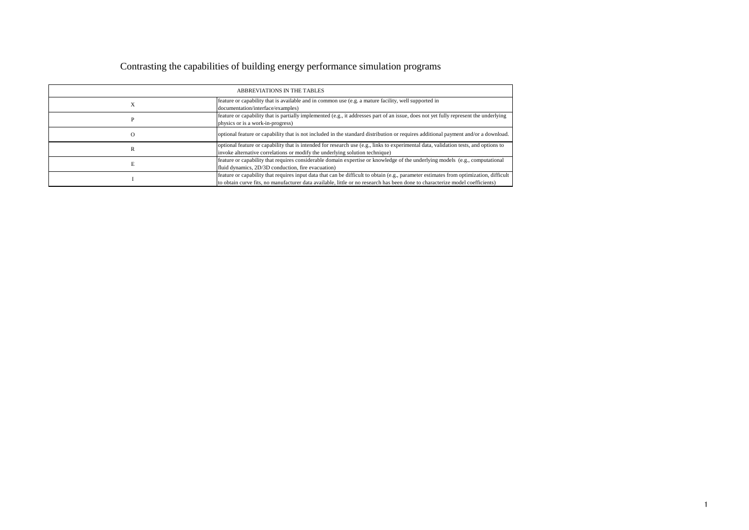# Contrasting the capabilities of building energy performance simulation programs

| ABBREVIATIONS IN THE TABLES | |
|---|---|
| X | feature or capability that is available and in common use (e.g. a mature facility, well supported in documentation/interface/examples) |
| P | feature or capability that is partially implemented (e.g., it addresses part of an issue, does not yet fully represent the underlying physics or is a work-in-progress) |
| O | optional feature or capability that is not included in the standard distribution or requires additional payment and/or a download. |
| R | optional feature or capability that is intended for research use (e.g., links to experimental data, validation tests, and options to invoke alternative correlations or modify the underlying solution technique) |
| E | feature or capability that requires considerable domain expertise or knowledge of the underlying models (e.g., computational fluid dynamics, 2D/3D conduction, fire evacuation) |
| I | feature or capability that requires input data that can be difficult to obtain (e.g., parameter estimates from optimization, difficult to obtain curve fits, no manufacturer data available, little or no research has been done to characterize model coefficients) |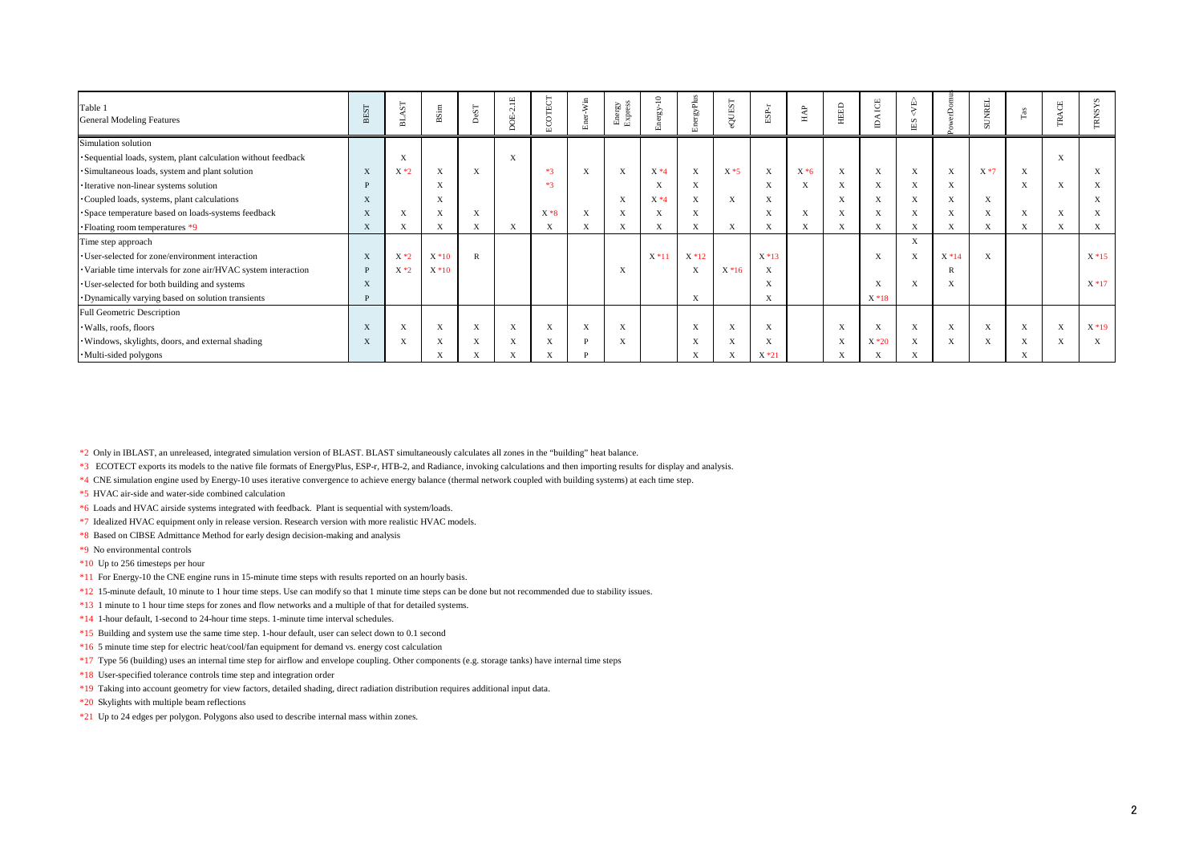| Table 1<br>General Modeling Features | BEST | BLAST | BSim | DeST | DOE-2.1E | ECOTECT | Ener-Win | Energy Express | Energy-10 | EnergyPlus | eQUEST | ESP-r | HAP | HEED | IDA ICE | IES <VE> | PowerDomus | SUNREL | Tas | TRACE | TRNSYS |
|---|---|---|---|---|---|---|---|---|---|---|---|---|---|---|---|---|---|---|---|---|---|
| Simulation solution | | | | | | | | | | | | | | | | | | | | | |
| ·Sequential loads, system, plant calculation without feedback | | X | | | X | | | | | | | | | | | | | | | X | |
| ·Simultaneous loads, system and plant solution | X | X *2 | X | X | | *3 | X | X | X *4 | X | X *5 | X | X *6 | X | X | X | X | X *7 | X | | X |
| ·Iterative non-linear systems solution | P | | X | | | *3 | | | X | X | | X | | X | X | X | X | | X | X | X |
| ·Coupled loads, systems, plant calculations | X | | X | | | | | X | X *4 | X | X | X | | X | X | X | X | X | | | X |
| ·Space temperature based on loads-systems feedback | X | X | X | X | | X *8 | X | X | X | X | | X | X | X | X | X | X | X | X | X | X |
| ·Floating room temperatures *9 | X | X | X | X | X | X | X | X | X | X | X | X | X | X | X | X | X | X | X | X | X |
| Time step approach | | | | | | | | | | | | | | | | X | | | | | |
| ·User-selected for zone/environment interaction | X | X *2 | X *10 | R | | | | | X *11 | X *12 | | X *13 | | | X | X | X *14 | X | | | X *15 |
| ·Variable time intervals for zone air/HVAC system interaction | P | X *2 | X *10 | | | | | X | | X | X *16 | X | | | | | R | | | | |
| ·User-selected for both building and systems | X | | | | | | | | | | | X | | | X | X | X | | | | X *17 |
| ·Dynamically varying based on solution transients | P | | | | | | | | | X | | X | | | X *18 | | | | | | |
| Full Geometric Description | | | | | | | | | | | | | | | | | | | | | |
| ·Walls, roofs, floors | X | X | X | X | X | X | X | X | | X | X | X | | X | X | X | X | X | X | X | X *19 |
| ·Windows, skylights, doors, and external shading | X | X | X | X | X | X | P | X | | X | X | X | | X | X *20 | X | X | X | X | X | X |
| ·Multi-sided polygons | | | X | X | X | X | P | | | X | X | X *21 | | X | X | X | | | X | | |

*2 Only in IBLAST, an unreleased, integrated simulation version of BLAST. BLAST simultaneously calculates all zones in the "building" heat balance.

*3 ECOTECT exports its models to the native file formats of EnergyPlus, ESP-r, HTB-2, and Radiance, invoking calculations and then importing results for display and analysis.

*4 CNE simulation engine used by Energy-10 uses iterative convergence to achieve energy balance (thermal network coupled with building systems) at each time step.

*5 HVAC air-side and water-side combined calculation

*6 Loads and HVAC airside systems integrated with feedback. Plant is sequential with system/loads.

*7 Idealized HVAC equipment only in release version. Research version with more realistic HVAC models.

*8 Based on CIBSE Admittance Method for early design decision-making and analysis

*9 No environmental controls

*10 Up to 256 timesteps per hour

*11 For Energy-10 the CNE engine runs in 15-minute time steps with results reported on an hourly basis.

*12 15-minute default, 10 minute to 1 hour time steps. Use can modify so that 1 minute time steps can be done but not recommended due to stability issues.

*13 1 minute to 1 hour time steps for zones and flow networks and a multiple of that for detailed systems.

*14 1-hour default, 1-second to 24-hour time steps. 1-minute time interval schedules.

*15 Building and system use the same time step. 1-hour default, user can select down to 0.1 second

*16 5 minute time step for electric heat/cool/fan equipment for demand vs. energy cost calculation

*17 Type 56 (building) uses an internal time step for airflow and envelope coupling. Other components (e.g. storage tanks) have internal time steps

*18 User-specified tolerance controls time step and integration order

*19 Taking into account geometry for view factors, detailed shading, direct radiation distribution requires additional input data.

*20 Skylights with multiple beam reflections

*21 Up to 24 edges per polygon. Polygons also used to describe internal mass within zones.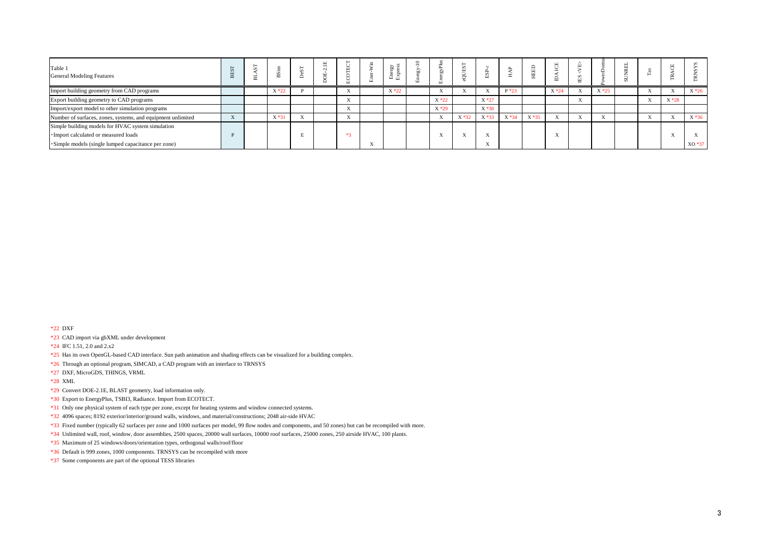| Table 1<br>General Modeling Features | BEST | BLAST | BSim | DeST | DOE-2.1E | ECOTECT | Ener-Win | Energy Express | Energy-10 | EnergyPlus | eQUEST | ESP-r | HAP | HEED | IDA ICE | IES <VE> | PowerDomus | SUNREL | Tas | TRACE | TRNSYS |
|---|---|---|---|---|---|---|---|---|---|---|---|---|---|---|---|---|---|---|---|---|---|
| Import building geometry from CAD programs | | | X *22 | P | | X | | X *22 | | X | X | X | P *23 | | X *24 | X | X *25 | | X | X | X *26 |
| Export building geometry to CAD programs | | | | | | X | | | | X *22 | | X *27 | | | | X | | | X | X *28 | |
| Import/export model to other simulation programs | | | | | | X | | | | X *29 | | X *30 | | | | | | | | | |
| Number of surfaces, zones, systems, and equipment unlimited | X | | X *31 | X | | X | | | | X | X *32 | X *33 | X *34 | X *35 | X | X | X | | X | X | X *36 |
| Simple building models for HVAC system simulation | | | | | | | | | | | | | | | | | | | | | |
| ･Import calculated or measured loads | P | | | E | | *3 | | | | X | X | X | | | X | | | | | X | X |
| ･Simple models (single lumped capacitance per zone) | | | | | | | X | | | | | X | | | | | | | | | XO *37 |

*22 DXF

*23 CAD import via gbXML under development

*24 IFC 1.51, 2.0 and 2.x2

*25 Has its own OpenGL-based CAD interface. Sun path animation and shading effects can be visualized for a building complex.

*26 Through an optional program, SIMCAD, a CAD program with an interface to TRNSYS

*27 DXF, MicroGDS, THINGS, VRML

*28 XML

*29 Convert DOE-2.1E, BLAST geometry, load information only.

*30 Export to EnergyPlus, TSBI3, Radiance. Import from ECOTECT.

*31 Only one physical system of each type per zone, except for heating systems and window connected systems.

*32 4096 spaces; 8192 exterior/interior/ground walls, windows, and material/constructions; 2048 air-side HVAC

*33 Fixed number (typically 62 surfaces per zone and 1000 surfaces per model, 99 flow nodes and components, and 50 zones) but can be recompiled with more.

*34 Unlimited wall, roof, window, door assemblies, 2500 spaces, 20000 wall surfaces, 10000 roof surfaces, 25000 zones, 250 airside HVAC, 100 plants.

*35 Maximum of 25 windows/doors/orientation types, orthogonal walls/roof/floor

*36 Default is 999 zones, 1000 components. TRNSYS can be recompiled with more

*37 Some components are part of the optional TESS libraries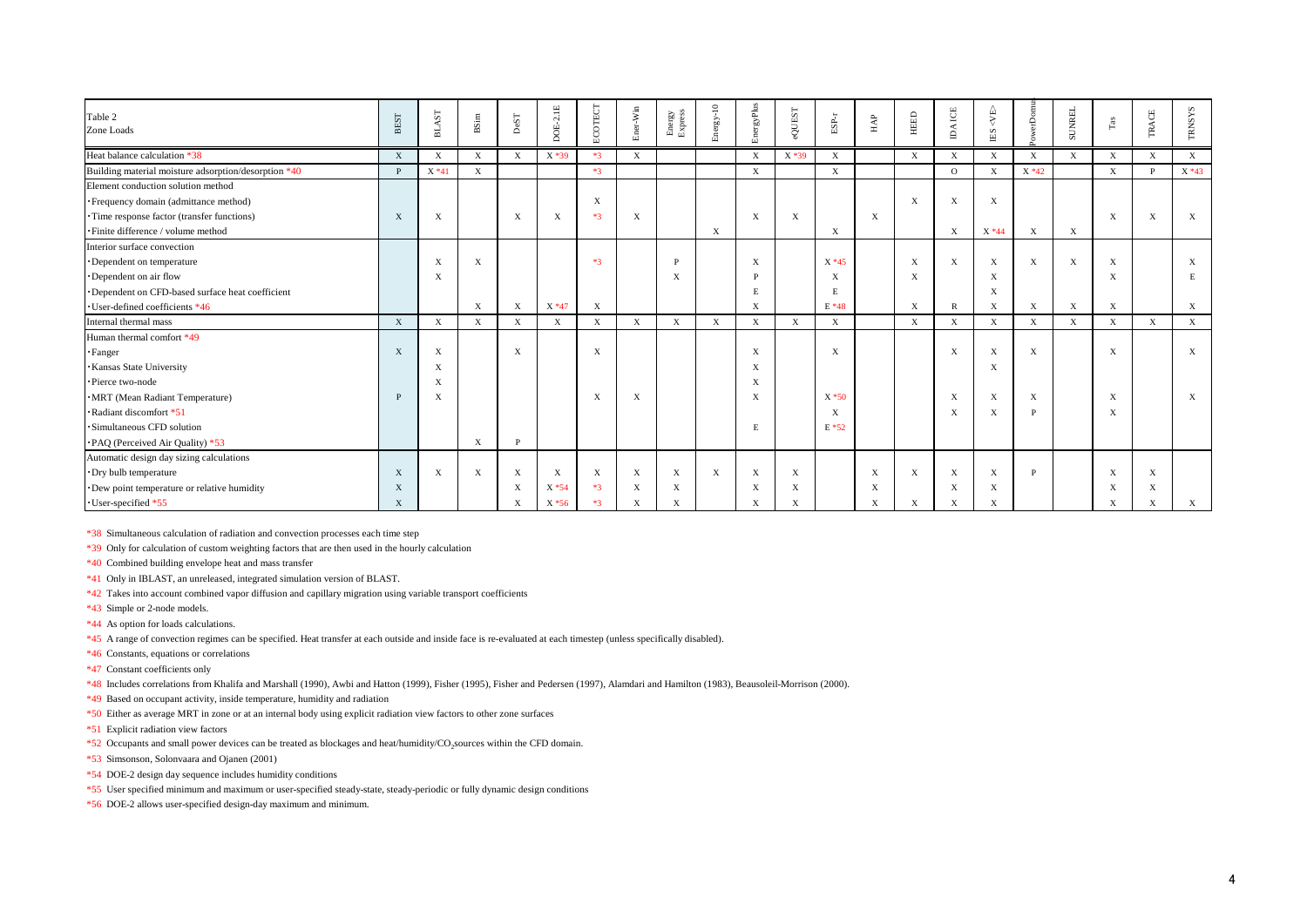| Table 2<br>Zone Loads | BEST | BLAST | BSim | DeST | DOE-2.1E | ECOTECT | Ener-Win | Energy Express | Energy-10 | EnergyPlus | eQUEST | ESP-r | HAP | HEED | IDA ICE | IES <VE> | PowerDomus | SUNREL | Tas | TRACE | TRNSYS |
|---|---|---|---|---|---|---|---|---|---|---|---|---|---|---|---|---|---|---|---|---|---|
| Heat balance calculation *38 | X | X | X | X | X *39 | *3 | X | | | X | X *39 | X | | X | X | X | X | X | X | X | X |
| Building material moisture adsorption/desorption *40 | P | X *41 | X | | | *3 | | | | X | | X | | | O | X | X *42 | | X | P | X *43 |
| Element conduction solution method | | | | | | | | | | | | | | | | | | | | | |
| ·Frequency domain (admittance method) | | | | | | X | | | | | | | | X | X | | | | | | |
| ·Time response factor (transfer functions) | X | X | | X | X | *3 | X | | | X | X | | X | | | | | | X | X | X |
| ·Finite difference / volume method | | | | | | | | | X | | | X | | | X | X *44 | X | X | | | |
| Interior surface convection | | | | | | | | | | | | | | | | | | | | | |
| ·Dependent on temperature | | X | X | | | *3 | | P | | X | | X *45 | | X | X | X | X | X | X | | X |
| ·Dependent on air flow | | X | | | | | | X | | P | | X | | X | | X | | | X | | E |
| ·Dependent on CFD-based surface heat coefficient | | | | | | | | | | E | | E | | | | X | | | | | |
| ·User-defined coefficients *46 | | | X | X | X *47 | X | | | | X | | E *48 | | X | R | X | X | X | X | | X |
| Internal thermal mass | X | X | X | X | X | X | X | X | X | X | X | X | | X | X | X | X | X | X | X | X |
| Human thermal comfort *49 | | | | | | | | | | | | | | | | | | | | | |
| ·Fanger | X | X | | X | | X | | | | X | | X | | | X | X | X | | X | | X |
| ·Kansas State University | | X | | | | | | | | X | | | | | | X | | | | | |
| ·Pierce two-node | | X | | | | | | | | X | | | | | | | | | | | |
| ·MRT (Mean Radiant Temperature) | P | X | | | | X | X | | | X | | X *50 | | | X | X | X | | X | | X |
| ·Radiant discomfort *51 | | | | | | | | | | | | X | | | X | X | P | | X | | |
| ·Simultaneous CFD solution | | | | | | | | | | E | | E *52 | | | | | | | | | |
| ·PAQ (Perceived Air Quality) *53 | | | X | P | | | | | | | | | | | | | | | | | |
| Automatic design day sizing calculations | | | | | | | | | | | | | | | | | | | | | |
| ·Dry bulb temperature | X | X | X | X | X | X | X | X | X | X | X | | X | X | X | X | P | | X | X | |
| ·Dew point temperature or relative humidity | X | | | X | X *54 | *3 | X | X | | X | X | | X | | X | X | | | X | X | |
| ·User-specified *55 | X | | | X | X *56 | *3 | X | X | | X | X | | X | X | X | X | | | X | X | X |

*38 Simultaneous calculation of radiation and convection processes each time step

*39 Only for calculation of custom weighting factors that are then used in the hourly calculation

*40 Combined building envelope heat and mass transfer

*41 Only in IBLAST, an unreleased, integrated simulation version of BLAST.

*42 Takes into account combined vapor diffusion and capillary migration using variable transport coefficients

*43 Simple or 2-node models.

*44 As option for loads calculations.

*45 A range of convection regimes can be specified. Heat transfer at each outside and inside face is re-evaluated at each timestep (unless specifically disabled).

*46 Constants, equations or correlations

*47 Constant coefficients only

*48 Includes correlations from Khalifa and Marshall (1990), Awbi and Hatton (1999), Fisher (1995), Fisher and Pedersen (1997), Alamdari and Hamilton (1983), Beausoleil-Morrison (2000).

*49 Based on occupant activity, inside temperature, humidity and radiation

*50 Either as average MRT in zone or at an internal body using explicit radiation view factors to other zone surfaces

*51 Explicit radiation view factors

*52 Occupants and small power devices can be treated as blockages and heat/humidity/$CO_2$ sources within the CFD domain.

*53 Simonson, Solonvaara and Ojanen (2001)

*54 DOE-2 design day sequence includes humidity conditions

*55 User specified minimum and maximum or user-specified steady-state, steady-periodic or fully dynamic design conditions

*56 DOE-2 allows user-specified design-day maximum and minimum.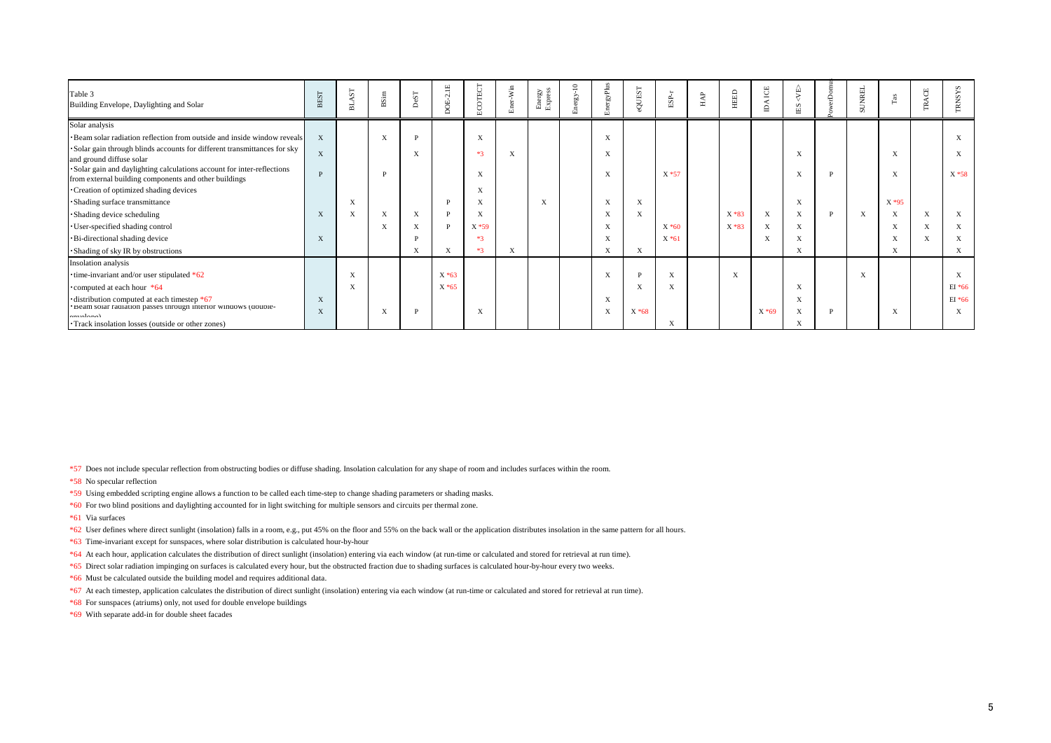| Table 3<br>Building Envelope, Daylighting and Solar | BEST | BLAST | BSim | DeST | DOE-2.1E | ECOTECT | Ener-Win | Energy Express | Energy-10 | EnergyPlus | eQUEST | ESP-r | HAP | HEED | IDA ICE | IES <VE> | PowerDomus | SUNREL | Tas | TRACE | TRNSYS |
|---|---|---|---|---|---|---|---|---|---|---|---|---|---|---|---|---|---|---|---|---|---|
| Solar analysis | | | | | | | | | | | | | | | | | | | | | |
| ·Beam solar radiation reflection from outside and inside window reveals | X | | X | P | | X | | | | X | | | | | | | | | | | X |
| ·Solar gain through blinds accounts for different transmittances for sky and ground diffuse solar | X | | | X | | *3 | X | | | X | | | | | | X | | | X | | X |
| ·Solar gain and daylighting calculations account for inter-reflections from external building components and other buildings | P | | P | | | X | | | | X | | X *57 | | | | X | P | | X | | X *58 |
| ·Creation of optimized shading devices | | | | | | X | | | | | | | | | | | | | | | |
| ·Shading surface transmittance | | X | | | P | X | | X | | X | X | | | | | X | | | X *95 | | |
| ·Shading device scheduling | X | X | X | X | P | X | | | | X | X | | | X *83 | X | X | P | X | X | X | X |
| ·User-specified shading control | | | X | X | P | X *59 | | | | X | | X *60 | | X *83 | X | X | | | X | X | X |
| ·Bi-directional shading device | X | | | P | | *3 | | | | X | | X *61 | | | X | X | | | X | X | X |
| ·Shading of sky IR by obstructions | | | | X | X | *3 | X | | | X | X | | | | | X | | | X | | X |
| Insolation analysis | | | | | | | | | | | | | | | | | | | | | |
| ·time-invariant and/or user stipulated *62 | | X | | | X *63 | | | | | X | P | X | | X | | | | X | | | X |
| ·computed at each hour *64 | | X | | | X *65 | | | | | | X | X | | | | X | | | | | EI *66 |
| ·distribution computed at each timestep *67 | X | | | | | | | | | X | | | | | | X | | | | | EI *66 |
| ·Beam solar radiation passes through interior windows (double-envelope) | X | | X | P | | X | | | | X | X *68 | | | | X *69 | X | P | | X | | X |
| ·Track insolation losses (outside or other zones) | | | | | | | | | | | | X | | | | X | | | | | |

*57 Does not include specular reflection from obstructing bodies or diffuse shading. Insolation calculation for any shape of room and includes surfaces within the room.

*58 No specular reflection

*59 Using embedded scripting engine allows a function to be called each time-step to change shading parameters or shading masks.

*60 For two blind positions and daylighting accounted for in light switching for multiple sensors and circuits per thermal zone.

*61 Via surfaces

*62 User defines where direct sunlight (insolation) falls in a room, e.g., put 45% on the floor and 55% on the back wall or the application distributes insolation in the same pattern for all hours.

*63 Time-invariant except for sunspaces, where solar distribution is calculated hour-by-hour

*64 At each hour, application calculates the distribution of direct sunlight (insolation) entering via each window (at run-time or calculated and stored for retrieval at run time).

*65 Direct solar radiation impinging on surfaces is calculated every hour, but the obstructed fraction due to shading surfaces is calculated hour-by-hour every two weeks.

*66 Must be calculated outside the building model and requires additional data.

*67 At each timestep, application calculates the distribution of direct sunlight (insolation) entering via each window (at run-time or calculated and stored for retrieval at run time).

*68 For sunspaces (atriums) only, not used for double envelope buildings

*69 With separate add-in for double sheet facades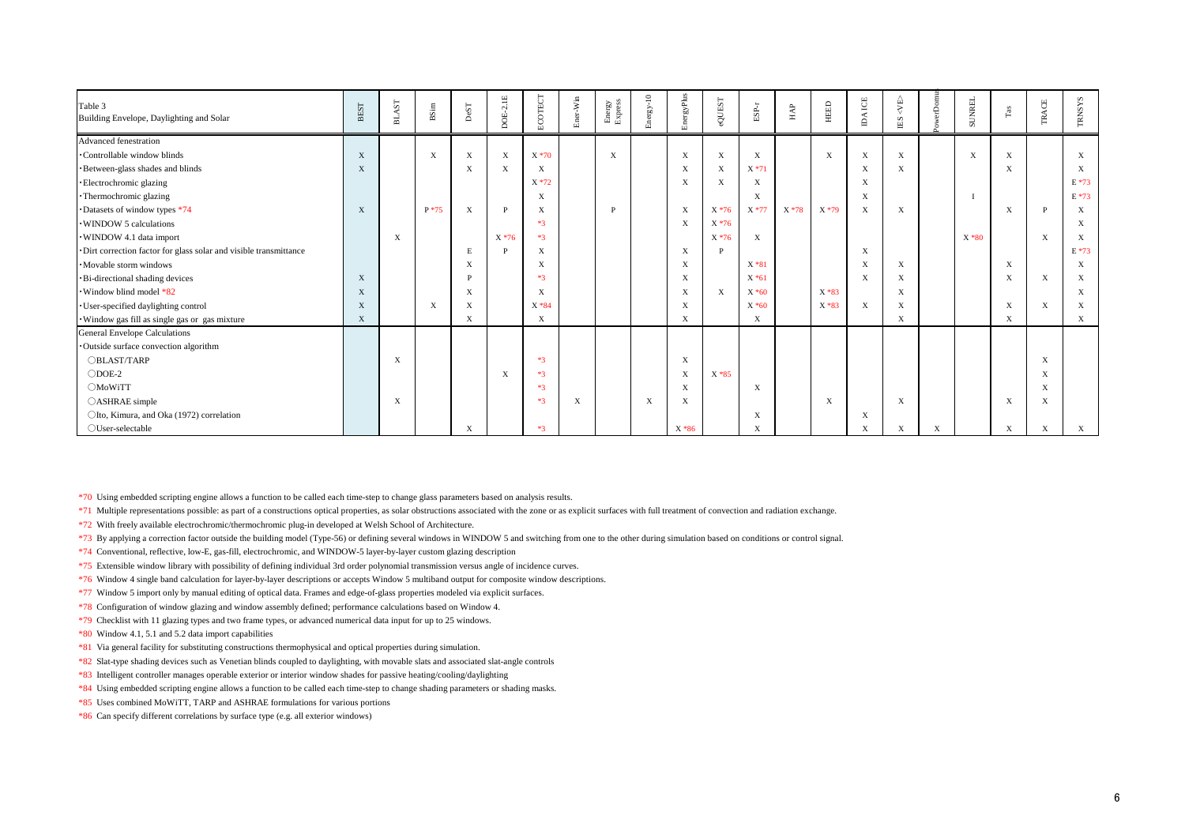| Table 3<br>Building Envelope, Daylighting and Solar | BEST | BLAST | BSim | DeST | DOE-2.1E | ECOTECT | Ener-Win | Energy Express | Energy-10 | EnergyPlus | eQUEST | ESP-r | HAP | HEED | IDA ICE | IES <VE> | PowerDomus | SUNREL | Tas | TRACE | TRNSYS |
|---|---|---|---|---|---|---|---|---|---|---|---|---|---|---|---|---|---|---|---|---|---|
| Advanced fenestration | | | | | | | | | | | | | | | | | | | | | |
| ・Controllable window blinds | X | | X | X | X | X *70 | | X | | X | X | X | | X | X | X | | X | X | | X |
| ・Between-glass shades and blinds | X | | | X | X | X | | | | X | X | X *71 | | | X | X | | | X | | X |
| ・Electrochromic glazing | | | | | | X *72 | | | | X | X | X | | | X | | | | | | E *73 |
| ・Thermochromic glazing | | | | | | X | | | | | | X | | | X | | | I | | | E *73 |
| ・Datasets of window types *74 | X | | P *75 | X | P | X | | P | | X | X *76 | X *77 | X *78 | X *79 | X | X | | | X | P | X |
| ・WINDOW 5 calculations | | | | | | *3 | | | | X | X *76 | | | | | | | | | | X |
| ・WINDOW 4.1 data import | | X | | | X *76 | *3 | | | | | X *76 | X | | | | | | X *80 | | X | X |
| ・Dirt correction factor for glass solar and visible transmittance | | | | E | P | X | | | | X | P | | | | X | | | | | | E *73 |
| ・Movable storm windows | | | | X | | X | | | | X | | X *81 | | | X | X | | | X | | X |
| ・Bi-directional shading devices | X | | | P | | *3 | | | | X | | X *61 | | | X | X | | | X | X | X |
| ・Window blind model *82 | X | | | X | | X | | | | X | X | X *60 | | X *83 | | X | | | | | X |
| ・User-specified daylighting control | X | | X | X | | X *84 | | | | X | | X *60 | | X *83 | X | X | | | X | X | X |
| ・Window gas fill as single gas or gas mixture | X | | | X | | X | | | | X | | X | | | | X | | | X | | X |
| General Envelope Calculations | | | | | | | | | | | | | | | | | | | | | |
| ・Outside surface convection algorithm | | | | | | | | | | | | | | | | | | | | | |
| ○BLAST/TARP | | X | | | | *3 | | | | X | | | | | | | | | | X | |
| ○DOE-2 | | | | | X | *3 | | | | X | X *85 | | | | | | | | | X | |
| ○MoWiTT | | | | | | *3 | | | | X | | X | | | | | | | | X | |
| ○ASHRAE simple | | X | | | | *3 | X | | X | X | | | | X | | X | | | X | X | |
| ○Ito, Kimura, and Oka (1972) correlation | | | | | | | | | | | | X | | | X | | | | | | |
| ○User-selectable | | | | X | | *3 | | | | X *86 | | X | | | X | X | X | | X | X | X |

*70 Using embedded scripting engine allows a function to be called each time-step to change glass parameters based on analysis results.

*71 Multiple representations possible: as part of a constructions optical properties, as solar obstructions associated with the zone or as explicit surfaces with full treatment of convection and radiation exchange.

*72 With freely available electrochromic/thermochromic plug-in developed at Welsh School of Architecture.

*73 By applying a correction factor outside the building model (Type-56) or defining several windows in WINDOW 5 and switching from one to the other during simulation based on conditions or control signal.

*74 Conventional, reflective, low-E, gas-fill, electrochromic, and WINDOW-5 layer-by-layer custom glazing description

*75 Extensible window library with possibility of defining individual 3rd order polynomial transmission versus angle of incidence curves.

*76 Window 4 single band calculation for layer-by-layer descriptions or accepts Window 5 multiband output for composite window descriptions.

*77 Window 5 import only by manual editing of optical data. Frames and edge-of-glass properties modeled via explicit surfaces.

*78 Configuration of window glazing and window assembly defined; performance calculations based on Window 4.

*79 Checklist with 11 glazing types and two frame types, or advanced numerical data input for up to 25 windows.

*80 Window 4.1, 5.1 and 5.2 data import capabilities

*81 Via general facility for substituting constructions thermophysical and optical properties during simulation.

*82 Slat-type shading devices such as Venetian blinds coupled to daylighting, with movable slats and associated slat-angle controls

*83 Intelligent controller manages operable exterior or interior window shades for passive heating/cooling/daylighting

*84 Using embedded scripting engine allows a function to be called each time-step to change shading parameters or shading masks.

*85 Uses combined MoWiTT, TARP and ASHRAE formulations for various portions

*86 Can specify different correlations by surface type (e.g. all exterior windows)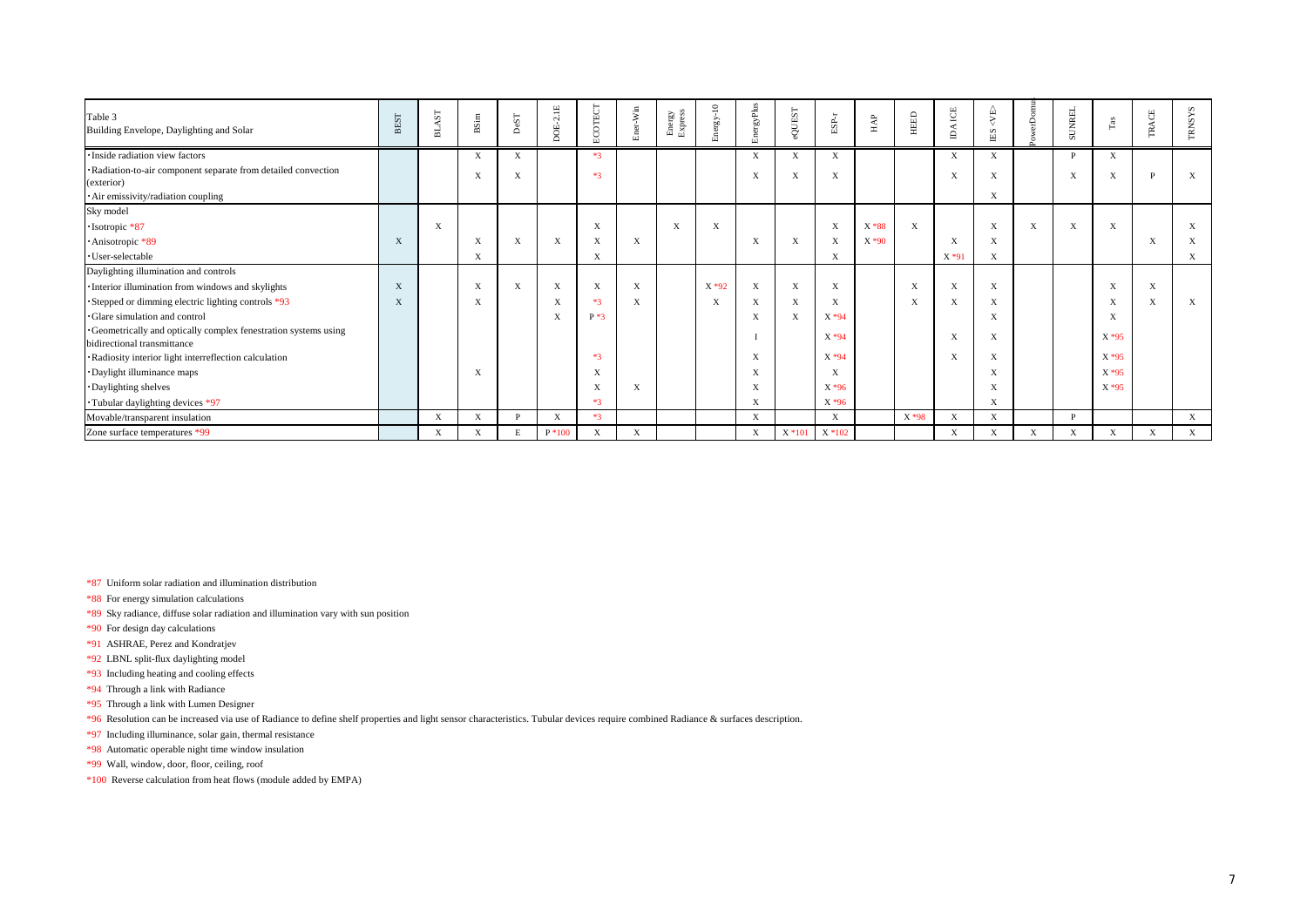| Table 3<br>Building Envelope, Daylighting and Solar | BEST | BLAST | BSim | DeST | DOE-2.1E | ECOTECT | Ener-Win | Energy Express | Energy-10 | EnergyPlus | eQUEST | ESP-r | HAP | HEED | IDA ICE | IES <VE> | PowerDomus | SUNREL | Tas | TRACE | TRNSYS |
|---|---|---|---|---|---|---|---|---|---|---|---|---|---|---|---|---|---|---|---|---|---|
| ·Inside radiation view factors | | | X | X | | *3 | | | | X | X | X | | | X | X | | P | X | | |
| ·Radiation-to-air component separate from detailed convection (exterior) | | | X | X | | *3 | | | | X | X | X | | | X | X | | X | X | P | X |
| ·Air emissivity/radiation coupling | | | | | | | | | | | | | | | | X | | | | | |
| Sky model | | | | | | | | | | | | | | | | | | | | | |
| ·Isotropic *87 | | X | | | | X | | X | X | | | X | X *88 | X | | X | X | X | X | | X |
| ·Anisotropic *89 | X | | X | X | X | X | X | | | X | X | X | X *90 | | X | X | | | | X | X |
| ·User-selectable | | | X | | | X | | | | | | X | | | X *91 | X | | | | | X |
| Daylighting illumination and controls | | | | | | | | | | | | | | | | | | | | | |
| ·Interior illumination from windows and skylights | X | | X | X | X | X | X | | X *92 | X | X | X | | X | X | X | | | X | X | |
| ·Stepped or dimming electric lighting controls *93 | X | | X | | X | *3 | X | | X | X | X | X | | X | X | X | | | X | X | X |
| ·Glare simulation and control | | | | | X | P *3 | | | | X | X | X *94 | | | | X | | | X | | |
| ·Geometrically and optically complex fenestration systems using bidirectional transmittance | | | | | | | | | | I | | X *94 | | | X | X | | | X *95 | | |
| ·Radiosity interior light interreflection calculation | | | | | | *3 | | | | X | | X *94 | | | X | X | | | X *95 | | |
| ·Daylight illuminance maps | | | X | | | X | | | | X | | X | | | | X | | | X *95 | | |
| ·Daylighting shelves | | | | | | X | X | | | X | | X *96 | | | | X | | | X *95 | | |
| ·Tubular daylighting devices *97 | | | | | | *3 | | | | X | | X *96 | | | | X | | | | | |
| Movable/transparent insulation | | X | X | P | X | *3 | | | | X | | X | | X *98 | X | X | | P | | | X |
| Zone surface temperatures *99 | | X | X | E | P *100 | X | X | | | X | X *101 | X *102 | | | X | X | X | X | X | X | X |

*87 Uniform solar radiation and illumination distribution

*88 For energy simulation calculations

*89 Sky radiance, diffuse solar radiation and illumination vary with sun position

*90 For design day calculations

*91 ASHRAE, Perez and Kondratjev

*92 LBNL split-flux daylighting model

*93 Including heating and cooling effects

*94 Through a link with Radiance

*95 Through a link with Lumen Designer

*96 Resolution can be increased via use of Radiance to define shelf properties and light sensor characteristics. Tubular devices require combined Radiance & surfaces description.

*97 Including illuminance, solar gain, thermal resistance

*98 Automatic operable night time window insulation

*99 Wall, window, door, floor, ceiling, roof

*100 Reverse calculation from heat flows (module added by EMPA)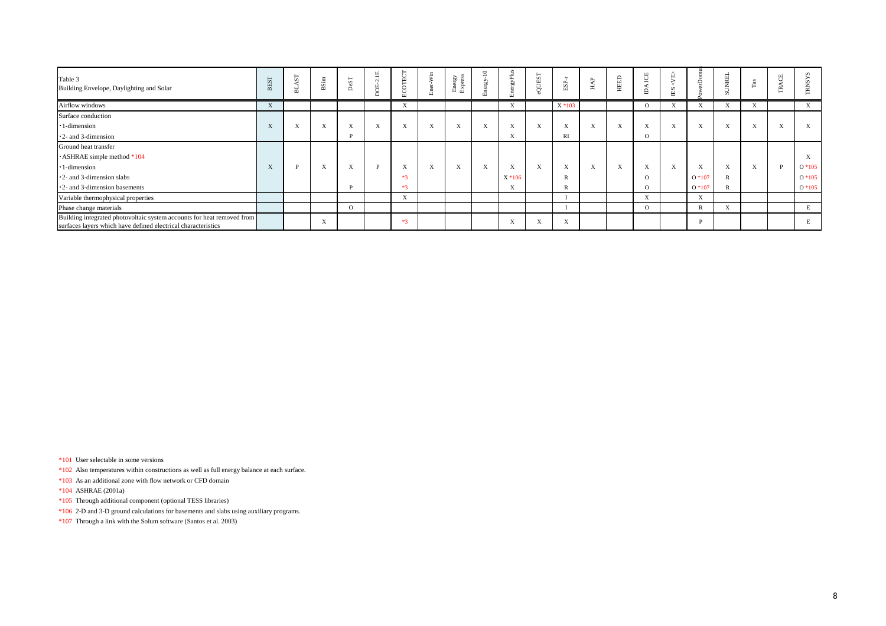| Table 3<br>Building Envelope, Daylighting and Solar | BEST | BLAST | BSim | DeST | DOE-2.1E | ECOTECT | Ener-Win | Energy Express | Energy-10 | EnergyPlus | eQUEST | ESP-r | HAP | HEED | IDA ICE | IES <VE> | PowerDomus | SUNREL | Tas | TRACE | TRNSYS |
|---|---|---|---|---|---|---|---|---|---|---|---|---|---|---|---|---|---|---|---|---|---|
| Airflow windows | X | | | | | X | | | | X | | X *103 | | | O | X | X | X | X | | X |
| Surface conduction | | | | | | | | | | | | | | | | | | | | | |
| ・1-dimension | X | X | X | X | X | X | X | X | X | X | X | X | X | X | X | X | X | X | X | X | X |
| ・2- and 3-dimension | | | | P | | | | | | X | | RI | | | O | | | | | | |
| Ground heat transfer | | | | | | | | | | | | | | | | | | | | | |
| ・ASHRAE simple method *104 | | | | | | | | | | | | | | | | | | | | | X |
| ・1-dimension | X | P | X | X | P | X | X | X | X | X | X | X | X | X | X | X | X | X | X | P | O *105 |
| ・2- and 3-dimension slabs | | | | | | *3 | | | | X *106 | | R | | | O | | O *107 | R | | | O *105 |
| ・2- and 3-dimension basements | | | | P | | *3 | | | | X | | R | | | O | | O *107 | R | | | O *105 |
| Variable thermophysical properties | | | | | | X | | | | | | I | | | X | | X | | | | |
| Phase change materials | | | | O | | | | | | | | I | | | O | | R | X | | | E |
| Building integrated photovoltaic system accounts for heat removed from surfaces layers which have defined electrical characteristics | | | X | | | *3 | | | | X | X | X | | | | | P | | | | E |

*101 User selectable in some versions

*102 Also temperatures within constructions as well as full energy balance at each surface.

*103 As an additional zone with flow network or CFD domain

*104 ASHRAE (2001a)

*105 Through additional component (optional TESS libraries)

*106 2-D and 3-D ground calculations for basements and slabs using auxiliary programs.

*107 Through a link with the Solum software (Santos et al. 2003)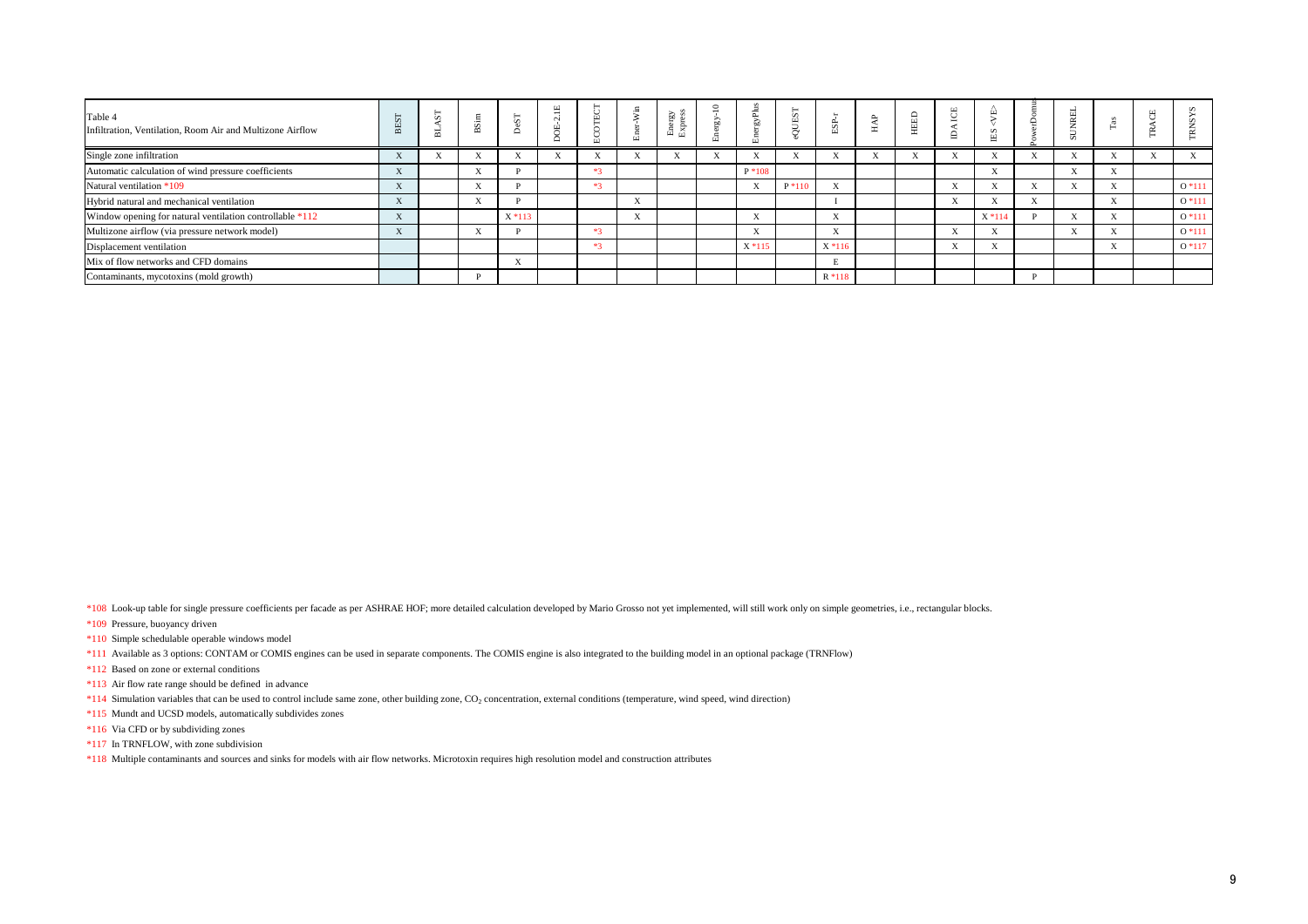| Table 4<br>Infiltration, Ventilation, Room Air and Multizone Airflow | BEST | BLAST | BSim | DeST | DOE-2.1E | ECOTECT | Ener-Win | Energy Express | Energy-10 | EnergyPlus | eQUEST | ESP-r | HAP | HEED | IDA ICE | IES <VE> | PowerDomus | SUNREL | Tas | TRACE | TRNSYS |
|---|---|---|---|---|---|---|---|---|---|---|---|---|---|---|---|---|---|---|---|---|---|
| Single zone infiltration | X | X | X | X | X | X | X | X | X | X | X | X | X | X | X | X | X | X | X | X | X |
| Automatic calculation of wind pressure coefficients | X | | X | P | | *3 | | | | P *108 | | | | | | X | | X | X | | |
| Natural ventilation *109 | X | | X | P | | *3 | | | | X | P *110 | X | | | X | X | X | X | X | | O *111 |
| Hybrid natural and mechanical ventilation | X | | X | P | | | X | | | | | I | | | X | X | X | | X | | O *111 |
| Window opening for natural ventilation controllable *112 | X | | | X *113 | | | X | | | X | | X | | | | X *114 | P | X | X | | O *111 |
| Multizone airflow (via pressure network model) | X | | X | P | | *3 | | | | X | | X | | | X | X | | X | X | | O *111 |
| Displacement ventilation | | | | | | *3 | | | | X *115 | | X *116 | | | X | X | | | X | | O *117 |
| Mix of flow networks and CFD domains | | | | X | | | | | | | | E | | | | | | | | | |
| Contaminants, mycotoxins (mold growth) | | | P | | | | | | | | | R *118 | | | | | P | | | | |

*108 Look-up table for single pressure coefficients per facade as per ASHRAE HOF; more detailed calculation developed by Mario Grosso not yet implemented, will still work only on simple geometries, i.e., rectangular blocks.

*109 Pressure, buoyancy driven

*110 Simple schedulable operable windows model

*111 Available as 3 options: CONTAM or COMIS engines can be used in separate components. The COMIS engine is also integrated to the building model in an optional package (TRNFlow)

*112 Based on zone or external conditions

*113 Air flow rate range should be defined in advance

*114 Simulation variables that can be used to control include same zone, other building zone, $CO_2$ concentration, external conditions (temperature, wind speed, wind direction)

*115 Mundt and UCSD models, automatically subdivides zones

*116 Via CFD or by subdividing zones

*117 In TRNFLOW, with zone subdivision

*118 Multiple contaminants and sources and sinks for models with air flow networks. Microtoxin requires high resolution model and construction attributes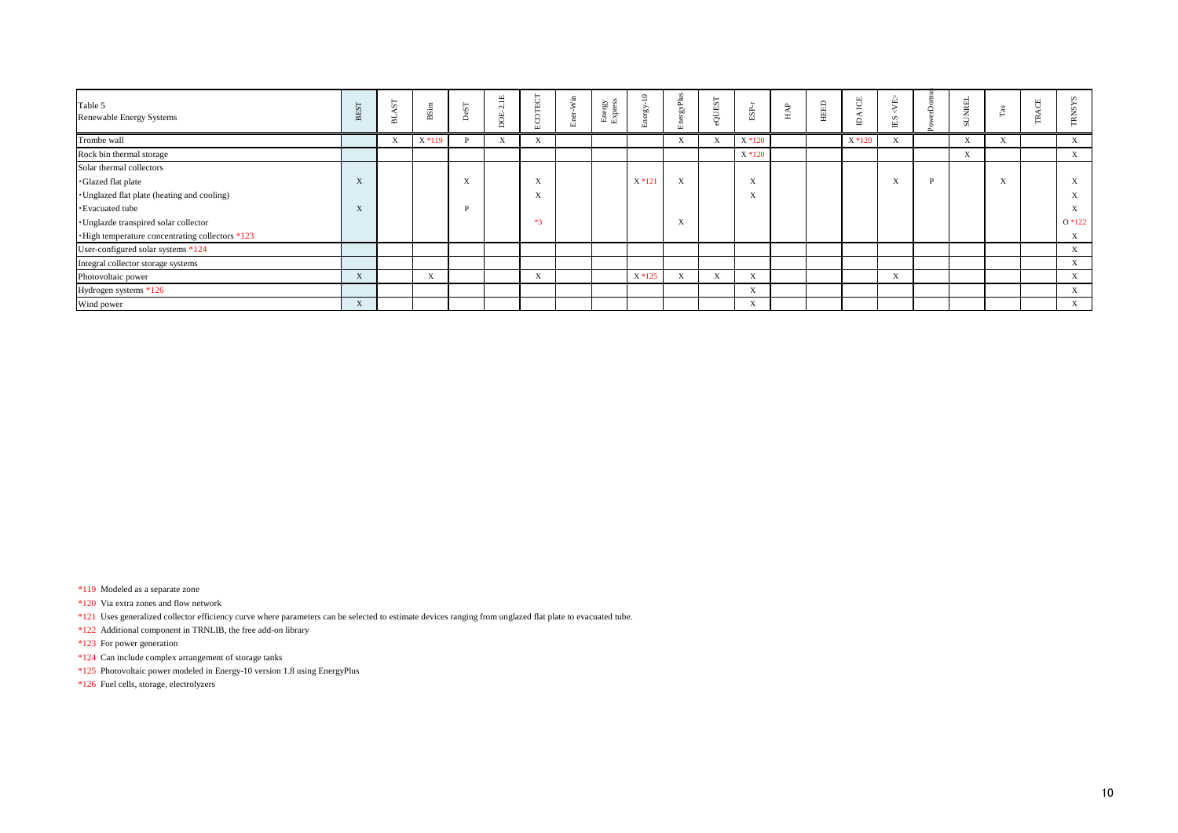| Table 5<br>Renewable Energy Systems | BEST | BLAST | BSim | DeST | DOE-2.1E | ECOTECT | Ener-Win | Energy Express | Energy-10 | EnergyPlus | eQUEST | ESP-r | HAP | HEED | IDA ICE | IES <VE> | PowerDomus | SUNREL | Tas | TRACE | TRNSYS |
|---|---|---|---|---|---|---|---|---|---|---|---|---|---|---|---|---|---|---|---|---|---|
| Trombe wall | | X | X *119 | P | X | X | | | | X | X | X *120 | | | X *120 | X | | X | X | | X |
| Rock bin thermal storage | | | | | | | | | | | | X *120 | | | | | | X | | | X |
| Solar thermal collectors | | | | | | | | | | | | | | | | | | | | | |
| ・Glazed flat plate | X | | | X | | X | | | X *121 | X | | X | | | | X | P | | X | | X |
| ・Unglazed flat plate (heating and cooling) | | | | | | X | | | | | | X | | | | | | | | | X |
| ・Evacuated tube | X | | | P | | | | | | | | | | | | | | | | | X |
| ・Unglazde transpired solar collector | | | | | | *3 | | | | X | | | | | | | | | | | O *122 |
| ・High temperature concentrating collectors *123 | | | | | | | | | | | | | | | | | | | | | X |
| User-configured solar systems *124 | | | | | | | | | | | | | | | | | | | | | X |
| Integral collector storage systems | | | | | | | | | | | | | | | | | | | | | X |
| Photovoltaic power | X | | X | | | X | | | X *125 | X | X | X | | | | X | | | | | X |
| Hydrogen systems *126 | | | | | | | | | | | | X | | | | | | | | | X |
| Wind power | X | | | | | | | | | | | X | | | | | | | | | X |

*119 Modeled as a separate zone

*120 Via extra zones and flow network

*121 Uses generalized collector efficiency curve where parameters can be selected to estimate devices ranging from unglazed flat plate to evacuated tube.

*122 Additional component in TRNLIB, the free add-on library

*123 For power generation

*124 Can include complex arrangement of storage tanks

*125 Photovoltaic power modeled in Energy-10 version 1.8 using EnergyPlus

*126 Fuel cells, storage, electrolyzers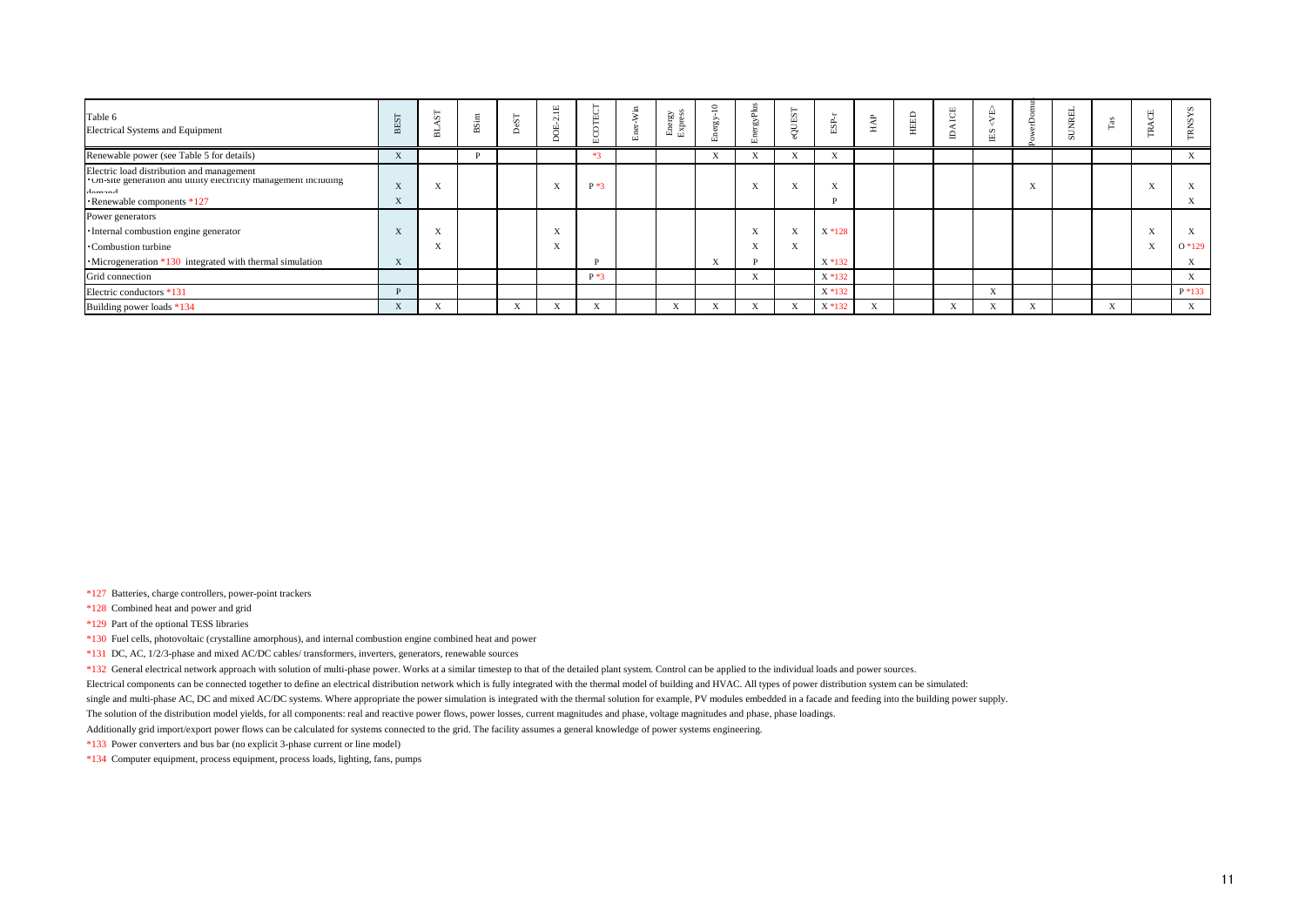| Table 6<br>Electrical Systems and Equipment | BEST | BLAST | BSim | DeST | DOE-2.1E | ECOTECT | Ener-Win | Energy Express | Energy-10 | EnergyPlus | eQUEST | ESP-r | HAP | HEED | IDA ICE | IES <VE> | PowerDomus | SUNREL | Tas | TRACE | TRNSYS |
|---|---|---|---|---|---|---|---|---|---|---|---|---|---|---|---|---|---|---|---|---|---|
| Renewable power (see Table 5 for details) | X | | P | | | *3 | | | X | X | X | X | | | | | | | | | X |
| Electric load distribution and management | | | | | | | | | | | | | | | | | | | | | |
| ·On-site generation and utility electricity management including demand | X | X | | | X | P *3 | | | | X | X | X | | | | | X | | | X | X |
| ·Renewable components *127 | X | | | | | | | | | | | P | | | | | | | | | X |
| Power generators | | | | | | | | | | | | | | | | | | | | | |
| ·Internal combustion engine generator | X | X | | | X | | | | | X | X | X *128 | | | | | | | | X | X |
| ·Combustion turbine | | X | | | X | | | | | X | X | | | | | | | | | X | O *129 |
| ·Microgeneration *130 integrated with thermal simulation | X | | | | | P | | | X | P | | X *132 | | | | | | | | | X |
| Grid connection | | | | | | P *3 | | | | X | | X *132 | | | | | | | | | X |
| Electric conductors *131 | P | | | | | | | | | | | X *132 | | | | X | | | | | P *133 |
| Building power loads *134 | X | X | | X | X | X | | X | X | X | X | X *132 | X | | X | X | X | | X | | X |

*127 Batteries, charge controllers, power-point trackers

*128 Combined heat and power and grid

*129 Part of the optional TESS libraries

*130 Fuel cells, photovoltaic (crystalline amorphous), and internal combustion engine combined heat and power

*131 DC, AC, 1/2/3-phase and mixed AC/DC cables/ transformers, inverters, generators, renewable sources

*132 General electrical network approach with solution of multi-phase power. Works at a similar timestep to that of the detailed plant system. Control can be applied to the individual loads and power sources.

Electrical components can be connected together to define an electrical distribution network which is fully integrated with the thermal model of building and HVAC. All types of power distribution system can be simulated:

single and multi-phase AC, DC and mixed AC/DC systems. Where appropriate the power simulation is integrated with the thermal solution for example, PV modules embedded in a facade and feeding into the building power supply.

The solution of the distribution model yields, for all components: real and reactive power flows, power losses, current magnitudes and phase, voltage magnitudes and phase, phase loadings.

Additionally grid import/export power flows can be calculated for systems connected to the grid. The facility assumes a general knowledge of power systems engineering.

*133 Power converters and bus bar (no explicit 3-phase current or line model)

*134 Computer equipment, process equipment, process loads, lighting, fans, pumps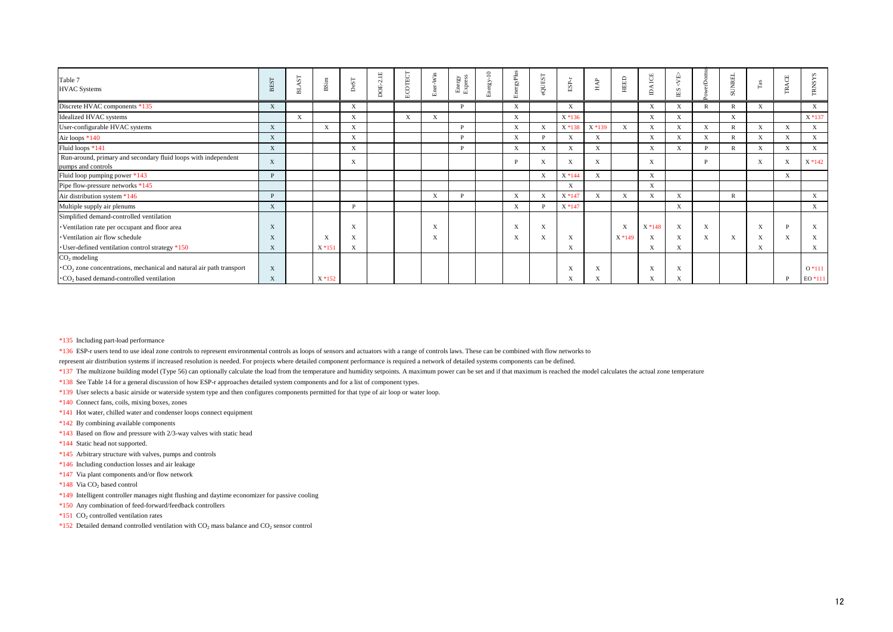| Table 7<br>HVAC Systems | BEST | BLAST | BSim | DeST | DOE-2.1E | ECOTECT | Ener-Win | Energy Express | Energy-10 | EnergyPlus | eQUEST | ESP-r | HAP | HEED | IDA ICE | IES <VE> | PowerDomus | SUNREL | Tas | TRACE | TRNSYS |
|---|---|---|---|---|---|---|---|---|---|---|---|---|---|---|---|---|---|---|---|---|---|
| Discrete HVAC components *135 | X | | | X | | | | P | | X | | X | | | X | X | R | R | X | | X |
| Idealized HVAC systems | | X | | X | | X | X | | | X | | X *136 | | | X | X | | X | | | X *137 |
| User-configurable HVAC systems | X | | X | X | | | | P | | X | X | X *138 | X *139 | X | X | X | X | R | X | X | X |
| Air loops *140 | X | | | X | | | | P | | X | P | X | X | | X | X | X | R | X | X | X |
| Fluid loops *141 | X | | | X | | | | P | | X | X | X | X | | X | X | P | R | X | X | X |
| Run-around, primary and secondary fluid loops with independent pumps and controls | X | | | X | | | | | | P | X | X | X | | X | | P | | X | X | X *142 |
| Fluid loop pumping power *143 | P | | | | | | | | | | X | X *144 | X | | X | | | | | X | |
| Pipe flow-pressure networks *145 | | | | | | | | | | | | X | | | X | | | | | | |
| Air distribution system *146 | P | | | | | | X | P | | X | X | X *147 | X | X | X | X | | R | | | X |
| Multiple supply air plenums | X | | | P | | | | | | X | P | X *147 | | | | X | | | | | X |
| Simplified demand-controlled ventilation | | | | | | | | | | | | | | | | | | | | | |
| ・Ventilation rate per occupant and floor area | X | | | X | | | X | | | X | X | | | X | X *148 | X | X | | X | P | X |
| ・Ventilation air flow schedule | X | | X | X | | | X | | | X | X | X | | X *149 | X | X | X | X | X | X | X |
| ・User-defined ventilation control strategy *150 | X | | X *151 | X | | | | | | | | X | | | X | X | | | X | | X |
| $CO_2$ modeling | | | | | | | | | | | | | | | | | | | | | |
| ・$CO_2$ zone concentrations, mechanical and natural air path transport | X | | | | | | | | | | | X | X | | X | X | | | | | O *111 |
| ・$CO_2$ based demand-controlled ventilation | X | | X *152 | | | | | | | | | X | X | | X | X | | | | P | EO *111 |

*135 Including part-load performance

*136 ESP-r users tend to use ideal zone controls to represent environmental controls as loops of sensors and actuators with a range of controls laws. These can be combined with flow networks to represent air distribution systems if increased resolution is needed. For projects where detailed component performance is required a network of detailed systems components can be defined.

*137 The multizone building model (Type 56) can optionally calculate the load from the temperature and humidity setpoints. A maximum power can be set and if that maximum is reached the model calculates the actual zone temperature

*138 See Table 14 for a general discussion of how ESP-r approaches detailed system components and for a list of component types.

*139 User selects a basic airside or waterside system type and then configures components permitted for that type of air loop or water loop.

*140 Connect fans, coils, mixing boxes, zones

*141 Hot water, chilled water and condenser loops connect equipment

*142 By combining available components

*143 Based on flow and pressure with 2/3-way valves with static head

*144 Static head not supported.

*145 Arbitrary structure with valves, pumps and controls

*146 Including conduction losses and air leakage

*147 Via plant components and/or flow network

*148 Via $CO_2$ based control

*149 Intelligent controller manages night flushing and daytime economizer for passive cooling

*150 Any combination of feed-forward/feedback controllers

*151 $CO_2$ controlled ventilation rates

*152 Detailed demand controlled ventilation with $CO_2$ mass balance and $CO_2$ sensor control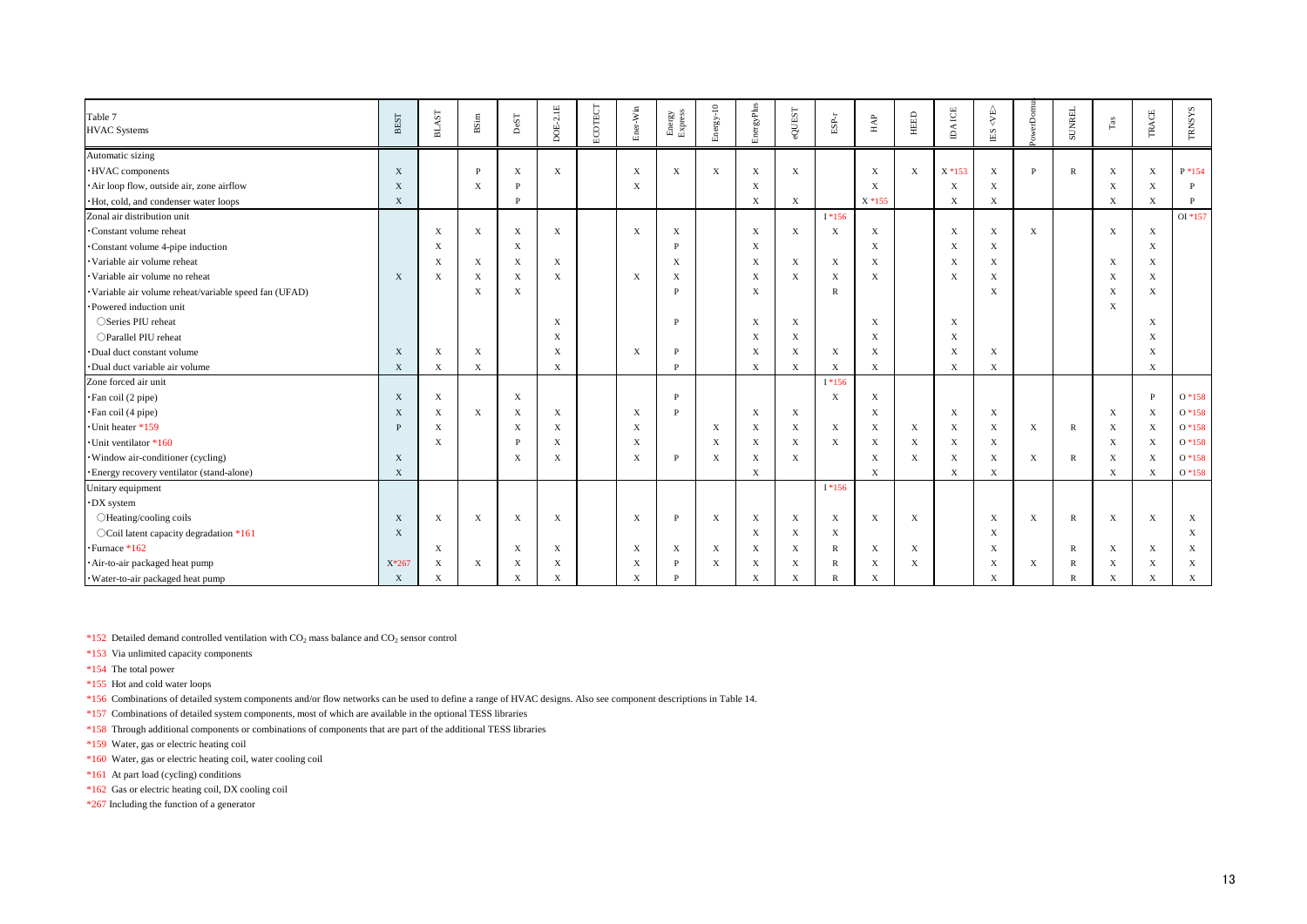| Table 7<br>HVAC Systems | BEST | BLAST | BSim | DeST | DOE-2.1E | ECOTECT | Ener-Win | Energy Express | Energy-10 | EnergyPlus | eQUEST | ESP-r | HAP | HEED | IDA ICE | IES <VE> | PowerDomus | SUNREL | Tas | TRACE | TRNSYS |
|---|---|---|---|---|---|---|---|---|---|---|---|---|---|---|---|---|---|---|---|---|---|
| Automatic sizing | | | | | | | | | | | | | | | | | | | | | |
| ・HVAC components | X | | P | X | X | | X | X | X | X | X | | X | X | X *153 | X | P | R | X | X | P *154 |
| ・Air loop flow, outside air, zone airflow | X | | X | P | | | X | | | X | | | X | | X | X | | | X | X | P |
| ・Hot, cold, and condenser water loops | X | | | P | | | | | | X | X | | X *155 | | X | X | | | X | X | P |
| Zonal air distribution unit | | | | | | | | | | | | I *156 | | | | | | | | | OI *157 |
| ・Constant volume reheat | | X | X | X | X | | X | X | | X | X | X | X | | X | X | X | | X | X | |
| ・Constant volume 4-pipe induction | | X | | X | | | | P | | X | | | X | | X | X | | | | X | |
| ・Variable air volume reheat | | X | X | X | X | | | X | | X | X | X | X | | X | X | | | X | X | |
| ・Variable air volume no reheat | X | X | X | X | X | | X | X | | X | X | X | X | | X | X | | | X | X | |
| ・Variable air volume reheat/variable speed fan (UFAD) | | | X | X | | | | P | | X | | R | | | | X | | | X | X | |
| ・Powered induction unit | | | | | | | | | | | | | | | | | | | X | | |
| ○Series PIU reheat | | | | | X | | | P | | X | X | | X | | X | | | | | X | |
| ○Parallel PIU reheat | | | | | X | | | | | X | X | | X | | X | | | | | X | |
| ・Dual duct constant volume | X | X | X | | X | | X | P | | X | X | X | X | | X | X | | | | X | |
| ・Dual duct variable air volume | X | X | X | | X | | | P | | X | X | X | X | | X | X | | | | X | |
| Zone forced air unit | | | | | | | | | | | | I *156 | | | | | | | | | |
| ・Fan coil (2 pipe) | X | X | | X | | | | P | | | | X | X | | | | | | | P | O *158 |
| ・Fan coil (4 pipe) | X | X | X | X | X | | X | P | | X | X | | X | | X | X | | | X | X | O *158 |
| ・Unit heater *159 | P | X | | X | X | | X | | X | X | X | X | X | X | X | X | X | R | X | X | O *158 |
| ・Unit ventilator *160 | | X | | P | X | | X | | X | X | X | X | X | X | X | X | | | X | X | O *158 |
| ・Window air-conditioner (cycling) | X | | | X | X | | X | P | X | X | X | | X | X | X | X | X | R | X | X | O *158 |
| ・Energy recovery ventilator (stand-alone) | X | | | | | | | | | X | | | X | | X | X | | | X | X | O *158 |
| Unitary equipment | | | | | | | | | | | | I *156 | | | | | | | | | |
| ・DX system | | | | | | | | | | | | | | | | | | | | | |
| ○Heating/cooling coils | X | X | X | X | X | | X | P | X | X | X | X | X | X | | X | X | R | X | X | X |
| ○Coil latent capacity degradation *161 | X | | | | | | | | | X | X | X | | | | X | | | | | X |
| ・Furnace *162 | | X | | X | X | | X | X | X | X | X | R | X | X | | X | | R | X | X | X |
| ・Air-to-air packaged heat pump | X*267 | X | X | X | X | | X | P | X | X | X | R | X | X | | X | X | R | X | X | X |
| ・Water-to-air packaged heat pump | X | X | | X | X | | X | P | | X | X | R | X | | | X | | R | X | X | X |

*152 Detailed demand controlled ventilation with $CO_2$ mass balance and $CO_2$ sensor control

*153 Via unlimited capacity components

*154 The total power

*155 Hot and cold water loops

*156 Combinations of detailed system components and/or flow networks can be used to define a range of HVAC designs. Also see component descriptions in Table 14.

*157 Combinations of detailed system components, most of which are available in the optional TESS libraries

*158 Through additional components or combinations of components that are part of the additional TESS libraries

*159 Water, gas or electric heating coil

*160 Water, gas or electric heating coil, water cooling coil

*161 At part load (cycling) conditions

*162 Gas or electric heating coil, DX cooling coil

*267 Including the function of a generator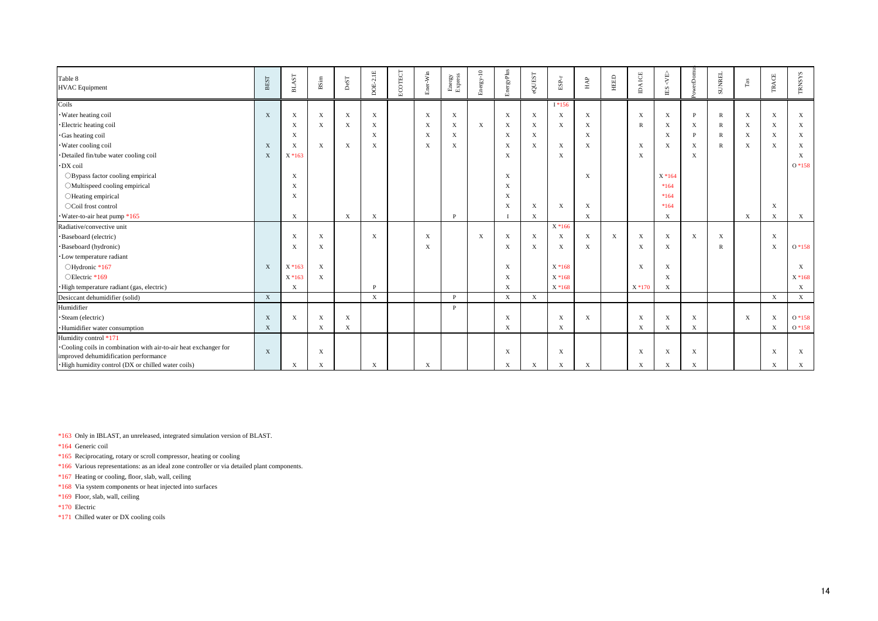| Table 8 HVAC Equipment | BEST | BLAST | BSim | DeST | DOE-2.1E | ECOTECT | Ener-Win | Energy Express | Energy-10 | EnergyPlus | eQUEST | ESP-r | HAP | HEED | IDA ICE | IES <VE> | PowerDomus | SUNREL | Tas | TRACE | TRNSYS |
|---|---|---|---|---|---|---|---|---|---|---|---|---|---|---|---|---|---|---|---|---|---|
| Coils | | | | | | | | | | | | I *156 | | | | | | | | | |
| ·Water heating coil | X | X | X | X | X | | X | X | | X | X | X | X | | X | X | P | R | X | X | X |
| ·Electric heating coil | | X | X | X | X | | X | X | X | X | X | X | X | | R | X | X | R | X | X | X |
| ·Gas heating coil | | X | | | X | | X | X | | X | X | | X | | | X | P | R | X | X | X |
| ·Water cooling coil | X | X | X | X | X | | X | X | | X | X | X | X | | X | X | X | R | X | X | X |
| ·Detailed fin/tube water cooling coil | X | X *163 | | | | | | | | X | | X | | | X | | X | | | | X |
| ·DX coil | | | | | | | | | | | | | | | | | | | | | O *158 |
| ○Bypass factor cooling empirical | | X | | | | | | | | X | | | X | | | X *164 | | | | | |
| ○Multispeed cooling empirical | | X | | | | | | | | X | | | | | | *164 | | | | | |
| ○Heating empirical | | X | | | | | | | | X | | | | | | *164 | | | | | |
| ○Coil frost control | | | | | | | | | | X | X | X | X | | | *164 | | | | X | |
| ·Water-to-air heat pump *165 | | X | | X | X | | | P | | I | X | | X | | | X | | | X | X | X |
| Radiative/convective unit | | | | | | | | | | | | X *166 | | | | | | | | | |
| ·Baseboard (electric) | | X | X | | X | | X | | X | X | X | X | X | X | X | X | X | X | | X | |
| ·Baseboard (hydronic) | | X | X | | | | X | | | X | X | X | X | | X | X | | R | | X | O *158 |
| ·Low temperature radiant | | | | | | | | | | | | | | | | | | | | | |
| ○Hydronic *167 | X | X *163 | X | | | | | | | X | | X *168 | | | X | X | | | | | X |
| ○Electric *169 | | X *163 | X | | | | | | | X | | X *168 | | | | X | | | | | X *168 |
| ·High temperature radiant (gas, electric) | | X | | | P | | | | | X | | X *168 | | | X *170 | X | | | | | X |
| Desiccant dehumidifier (solid) | X | | | | X | | | P | | X | X | | | | | | | | | X | X |
| Humidifier | | | | | | | | P | | | | | | | | | | | | | |
| ·Steam (electric) | X | X | X | X | | | | | | X | | X | X | | X | X | X | | X | X | O *158 |
| ·Humidifier water consumption | X | | X | X | | | | | | X | | X | | | X | X | X | | | X | O *158 |
| Humidity control *171 | | | | | | | | | | | | | | | | | | | | | |
| ·Cooling coils in combination with air-to-air heat exchanger for improved dehumidification performance | X | | X | | | | | | | X | | X | | | X | X | X | | | X | X |
| ·High humidity control (DX or chilled water coils) | | X | X | | X | | X | | | X | X | X | X | | X | X | X | | | X | X |

*163 Only in IBLAST, an unreleased, integrated simulation version of BLAST.

*164 Generic coil

*165 Reciprocating, rotary or scroll compressor, heating or cooling

*166 Various representations: as an ideal zone controller or via detailed plant components.

*167 Heating or cooling, floor, slab, wall, ceiling

*168 Via system components or heat injected into surfaces

*169 Floor, slab, wall, ceiling

*170 Electric

*171 Chilled water or DX cooling coils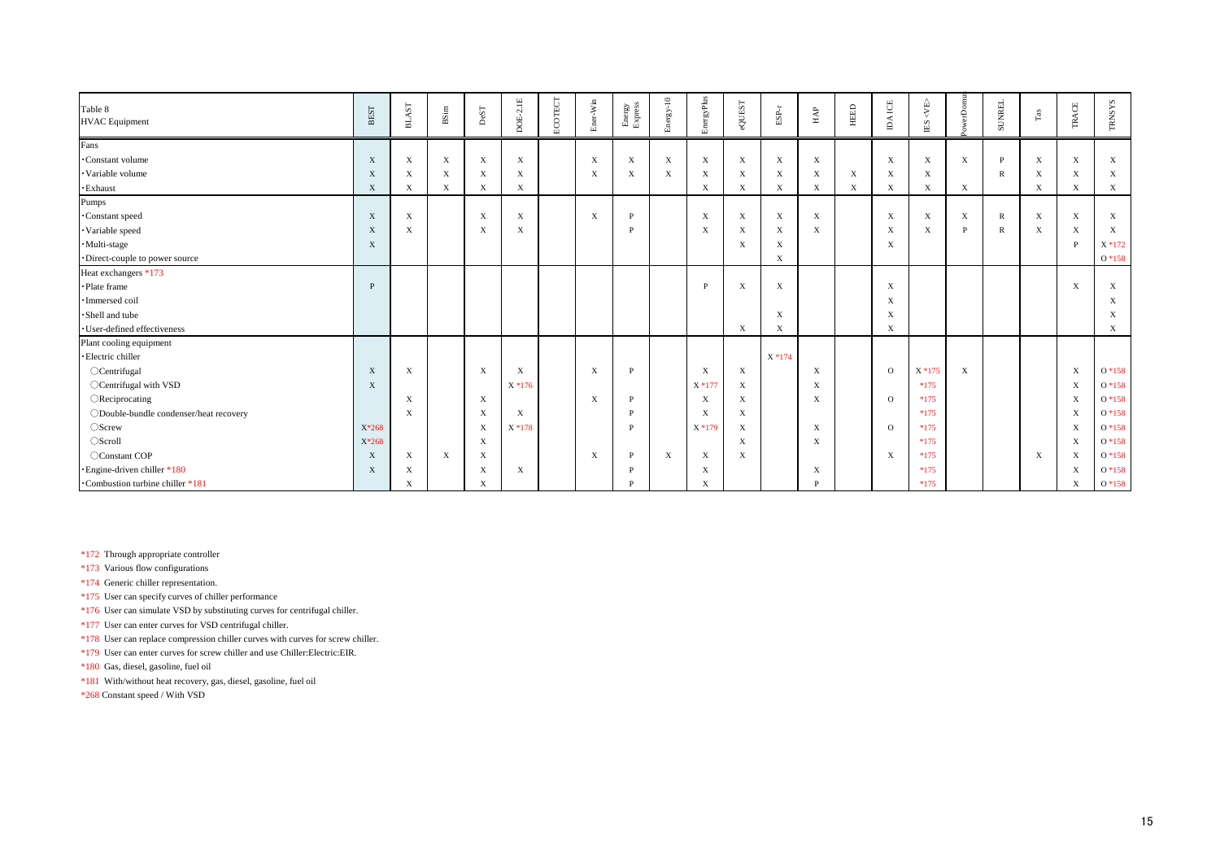| Table 8 HVAC Equipment | BEST | BLAST | BSim | DeST | DOE-2.1E | ECOTECT | Ener-Win | Energy Express | Energy-10 | EnergyPlus | eQUEST | ESP-r | HAP | HEED | IDA ICE | IES <VE> | PowerDomus | SUNREL | Tas | TRACE | TRNSYS |
|---|---|---|---|---|---|---|---|---|---|---|---|---|---|---|---|---|---|---|---|---|---|
| Fans | | | | | | | | | | | | | | | | | | | | | |
| ·Constant volume | X | X | X | X | X | | X | X | X | X | X | X | X | | X | X | X | P | X | X | X |
| ·Variable volume | X | X | X | X | X | | X | X | X | X | X | X | X | X | X | X | | R | X | X | X |
| ·Exhaust | X | X | X | X | X | | | | | X | X | X | X | X | X | X | X | | X | X | X |
| Pumps | | | | | | | | | | | | | | | | | | | | | |
| ·Constant speed | X | X | | X | X | | X | P | | X | X | X | X | | X | X | X | R | X | X | X |
| ·Variable speed | X | X | | X | X | | | P | | X | X | X | X | | X | X | P | R | X | X | X |
| ·Multi-stage | X | | | | | | | | | | X | X | | | X | | | | | P | X *172 |
| ·Direct-couple to power source | | | | | | | | | | | | X | | | | | | | | | O *158 |
| Heat exchangers *173 | | | | | | | | | | | | | | | | | | | | | |
| ·Plate frame | P | | | | | | | | | P | X | X | | | X | | | | | X | X |
| ·Immersed coil | | | | | | | | | | | | | | | X | | | | | | X |
| ·Shell and tube | | | | | | | | | | | | X | | | X | | | | | | X |
| ·User-defined effectiveness | | | | | | | | | | | X | X | | | X | | | | | | X |
| Plant cooling equipment | | | | | | | | | | | | | | | | | | | | | |
| ·Electric chiller | | | | | | | | | | | | X *174 | | | | | | | | | |
| ○Centrifugal | X | X | | X | X | | X | P | | X | X | | X | | O | X *175 | X | | | X | O *158 |
| ○Centrifugal with VSD | X | | | | X *176 | | | | | X *177 | X | | X | | | *175 | | | | X | O *158 |
| ○Reciprocating | | X | | X | | | X | P | | X | X | | X | | O | *175 | | | | X | O *158 |
| ○Double-bundle condenser/heat recovery | | X | | X | X | | | P | | X | X | | | | | *175 | | | | X | O *158 |
| ○Screw | X*268 | | | X | X *178 | | | P | | X *179 | X | | X | | O | *175 | | | | X | O *158 |
| ○Scroll | X*268 | | | X | | | | | | | X | | X | | | *175 | | | | X | O *158 |
| ○Constant COP | X | X | X | X | | | X | P | X | X | X | | | | X | *175 | | | X | X | O *158 |
| ·Engine-driven chiller *180 | X | X | | X | X | | | P | | X | | | X | | | *175 | | | | X | O *158 |
| ·Combustion turbine chiller *181 | | X | | X | | | | P | | X | | | P | | | *175 | | | | X | O *158 |

*172 Through appropriate controller

*173 Various flow configurations

*174 Generic chiller representation.

*175 User can specify curves of chiller performance

*176 User can simulate VSD by substituting curves for centrifugal chiller.

*177 User can enter curves for VSD centrifugal chiller.

*178 User can replace compression chiller curves with curves for screw chiller.

*179 User can enter curves for screw chiller and use Chiller:Electric:EIR.

*180 Gas, diesel, gasoline, fuel oil

*181 With/without heat recovery, gas, diesel, gasoline, fuel oil

*268 Constant speed / With VSD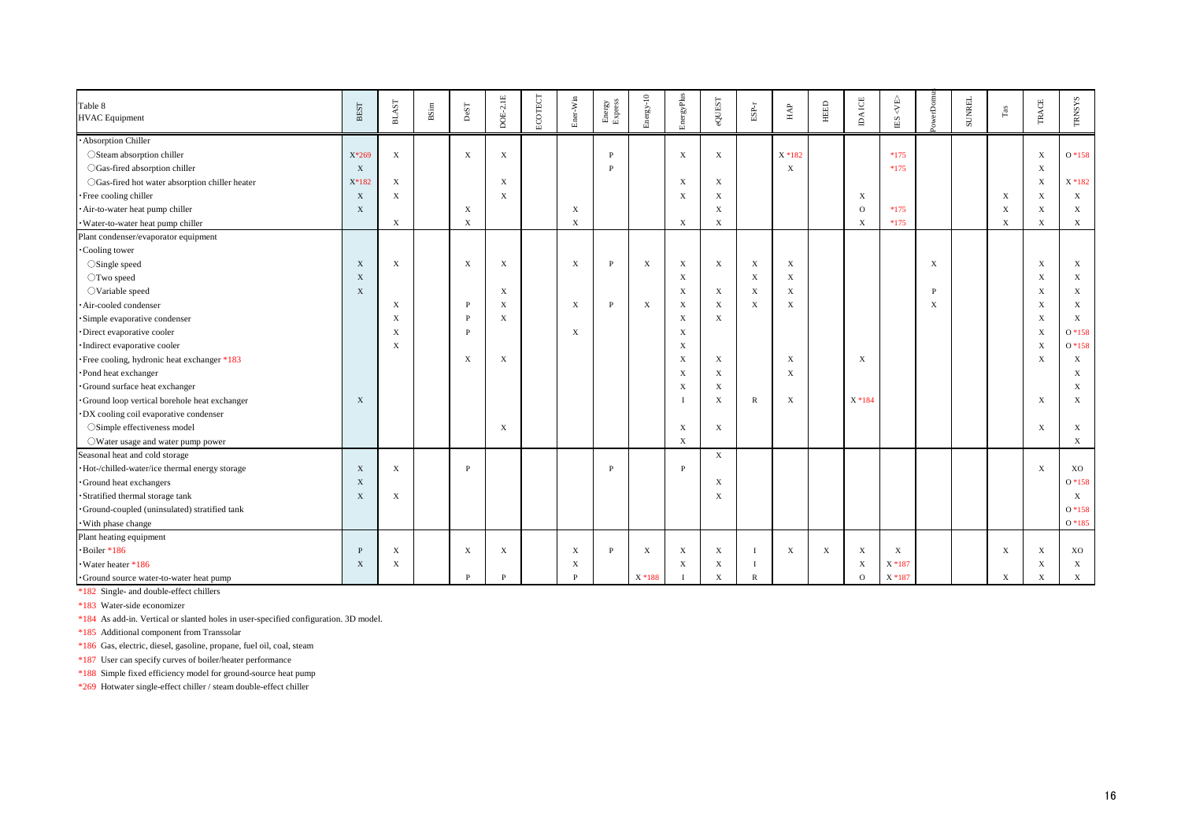| Table 8 HVAC Equipment | BEST | BLAST | BSim | DeST | DOE-2.1E | ECOTECT | Ener-Win | Energy Express | Energy-10 | EnergyPlus | eQUEST | ESP-r | HAP | HEED | IDA ICE | IES <VE> | PowerDomus | SUNREL | Tas | TRACE | TRNSYS |
|---|---|---|---|---|---|---|---|---|---|---|---|---|---|---|---|---|---|---|---|---|---|
| ･Absorption Chiller | | | | | | | | | | | | | | | | | | | | | |
| ○Steam absorption chiller | X*269 | X | | X | X | | | P | | X | X | | X *182 | | | *175 | | | | X | O *158 |
| ○Gas-fired absorption chiller | X | | | | | | | P | | | | | X | | | *175 | | | | X | |
| ○Gas-fired hot water absorption chiller heater | X*182 | X | | | X | | | | | X | X | | | | | | | | | X | X *182 |
| ･Free cooling chiller | X | X | | | X | | | | | X | X | | | | X | | | | X | X | X |
| ･Air-to-water heat pump chiller | X | | | X | | | X | | | | X | | | | O | *175 | | | X | X | X |
| ･Water-to-water heat pump chiller | | X | | X | | | X | | | X | X | | | | X | *175 | | | X | X | X |
| Plant condenser/evaporator equipment | | | | | | | | | | | | | | | | | | | | | |
| ･Cooling tower | | | | | | | | | | | | | | | | | | | | | |
| ○Single speed | X | X | | X | X | | X | P | X | X | X | X | X | | | | X | | | X | X |
| ○Two speed | X | | | | | | | | | X | | X | X | | | | | | | X | X |
| ○Variable speed | X | | | | X | | | | | X | X | X | X | | | | P | | | X | X |
| ･Air-cooled condenser | | X | | P | X | | X | P | X | X | X | X | X | | | | X | | | X | X |
| ･Simple evaporative condenser | | X | | P | X | | | | | X | X | | | | | | | | | X | X |
| ･Direct evaporative cooler | | X | | P | | | X | | | X | | | | | | | | | | X | O *158 |
| ･Indirect evaporative cooler | | X | | | | | | | | X | | | | | | | | | | X | O *158 |
| ･Free cooling, hydronic heat exchanger *183 | | | | X | X | | | | | X | X | | X | | X | | | | | X | X |
| ･Pond heat exchanger | | | | | | | | | | X | X | | X | | | | | | | | X |
| ･Ground surface heat exchanger | | | | | | | | | | X | X | | | | | | | | | | X |
| ･Ground loop vertical borehole heat exchanger | X | | | | | | | | | I | X | R | X | | X *184 | | | | | X | X |
| ･DX cooling coil evaporative condenser | | | | | | | | | | | | | | | | | | | | | |
| ○Simple effectiveness model | | | | | X | | | | | X | X | | | | | | | | | X | X |
| ○Water usage and water pump power | | | | | | | | | | X | | | | | | | | | | | X |
| Seasonal heat and cold storage | | | | | | | | | | | X | | | | | | | | | | |
| ･Hot-/chilled-water/ice thermal energy storage | X | X | | P | | | | P | | P | | | | | | | | | | X | XO |
| ･Ground heat exchangers | X | | | | | | | | | | X | | | | | | | | | | O *158 |
| ･Stratified thermal storage tank | X | X | | | | | | | | | X | | | | | | | | | | X |
| ･Ground-coupled (uninsulated) stratified tank | | | | | | | | | | | | | | | | | | | | | O *158 |
| ･With phase change | | | | | | | | | | | | | | | | | | | | | O *185 |
| Plant heating equipment | | | | | | | | | | | | | | | | | | | | | |
| ･Boiler *186 | P | X | | X | X | | X | P | X | X | X | I | X | X | X | X | | | X | X | XO |
| ･Water heater *186 | X | X | | | | | X | | | X | X | I | | | X | X *187 | | | | X | X |
| ･Ground source water-to-water heat pump | | | | P | P | | P | | X *188 | I | X | R | | | O | X *187 | | | X | X | X |

*182 Single- and double-effect chillers

*183 Water-side economizer

*184 As add-in. Vertical or slanted holes in user-specified configuration. 3D model.

*185 Additional component from Transsolar

*186 Gas, electric, diesel, gasoline, propane, fuel oil, coal, steam

*187 User can specify curves of boiler/heater performance

*188 Simple fixed efficiency model for ground-source heat pump

*269 Hotwater single-effect chiller / steam double-effect chiller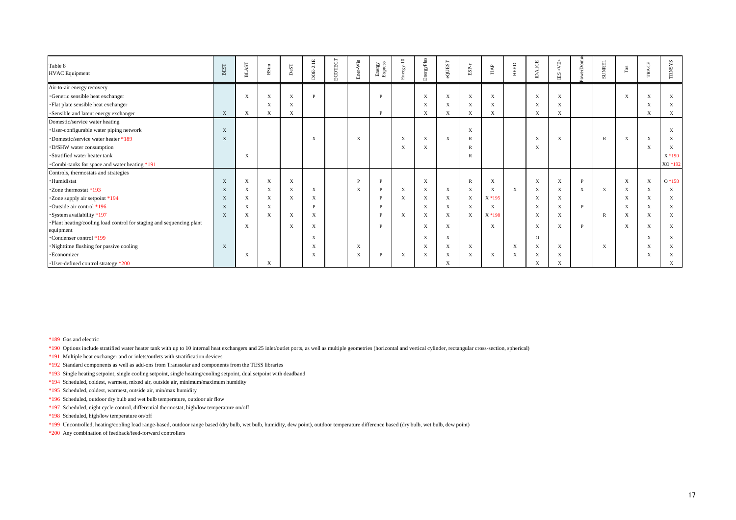| Table 8<br>HVAC Equipment | BEST | BLAST | BSim | DeST | DOE-2.1E | ECOTECT | Ener-Win | Energy Express | Energy-10 | EnergyPlus | eQUEST | ESP-r | HAP | HEED | IDA ICE | IES <VE> | PowerDomus | SUNREL | Tas | TRACE | TRNSYS |
|---|---|---|---|---|---|---|---|---|---|---|---|---|---|---|---|---|---|---|---|---|---|
| Air-to-air energy recovery | | | | | | | | | | | | | | | | | | | | | |
| ·Generic sensible heat exchanger | | X | X | X | P | | | P | | X | X | X | X | | X | X | | | X | X | X |
| ·Flat plate sensible heat exchanger | | | X | X | | | | | | X | X | X | X | | X | X | | | | X | X |
| ·Sensible and latent energy exchanger | X | X | X | X | | | | P | | X | X | X | X | | X | X | | | | X | X |
| Domestic/service water heating | | | | | | | | | | | | | | | | | | | | | |
| ·User-configurable water piping network | X | | | | | | | | | | | X | | | | | | | | | X |
| ·Domestic/service water heater *189 | X | | | | X | | X | | X | X | X | R | | | X | X | | R | X | X | X |
| ·D/SHW water consumption | | | | | | | | | X | X | | R | | | X | | | | | X | X |
| ·Stratified water heater tank | | X | | | | | | | | | | R | | | | | | | | | X *190 |
| ·Combi-tanks for space and water heating *191 | | | | | | | | | | | | | | | | | | | | | XO *192 |
| Controls, thermostats and strategies | | | | | | | | | | | | | | | | | | | | | |
| ·Humidistat | X | X | X | X | | | P | P | | X | | R | X | | X | X | P | | X | X | O *158 |
| ·Zone thermostat *193 | X | X | X | X | X | | X | P | X | X | X | X | X | X | X | X | X | X | X | X | X |
| ·Zone supply air setpoint *194 | X | X | X | X | X | | | P | X | X | X | X | X *195 | | X | X | | | X | X | X |
| ·Outside air control *196 | X | X | X | | P | | | P | | X | X | X | X | | X | X | P | | X | X | X |
| ·System availability *197 | X | X | X | X | X | | | P | X | X | X | X | X *198 | | X | X | | R | X | X | X |
| ·Plant heating/cooling load control for staging and sequencing plant equipment | | X | | X | X | | | P | | X | X | | X | | X | X | P | | X | X | X |
| ·Condenser control *199 | | | | | X | | | | | X | X | | | | O | | | | | X | X |
| ·Nighttime flushing for passive cooling | X | | | | X | | X | | | X | X | X | | X | X | X | | X | | X | X |
| ·Economizer | | X | | | X | | X | P | X | X | X | X | X | X | X | X | | | | X | X |
| ·User-defined control strategy *200 | | | X | | | | | | | | X | | | | X | X | | | | | X |

*189 Gas and electric

*190 Options include stratified water heater tank with up to 10 internal heat exchangers and 25 inlet/outlet ports, as well as multiple geometries (horizontal and vertical cylinder, rectangular cross-section, spherical)

*191 Multiple heat exchanger and or inlets/outlets with stratification devices

*192 Standard components as well as add-ons from Transsolar and components from the TESS libraries

*193 Single heating setpoint, single cooling setpoint, single heating/cooling setpoint, dual setpoint with deadband

*194 Scheduled, coldest, warmest, mixed air, outside air, minimum/maximum humidity

*195 Scheduled, coldest, warmest, outside air, min/max humidity

*196 Scheduled, outdoor dry bulb and wet bulb temperature, outdoor air flow

*197 Scheduled, night cycle control, differential thermostat, high/low temperature on/off

*198 Scheduled, high/low temperature on/off

*199 Uncontrolled, heating/cooling load range-based, outdoor range based (dry bulb, wet bulb, humidity, dew point), outdoor temperature difference based (dry bulb, wet bulb, dew point)

*200 Any combination of feedback/feed-forward controllers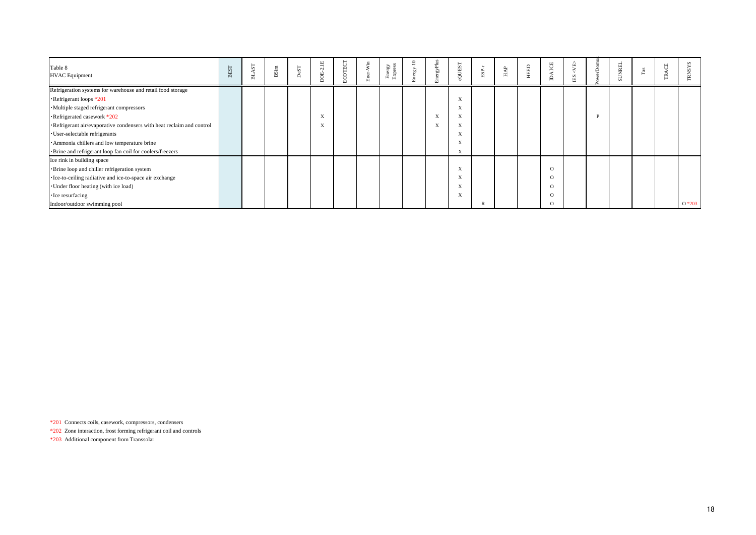| Table 8<br>HVAC Equipment | BEST | BLAST | BSim | DeST | DOE-2.1E | ECOTECT | Ener-Win | Energy Express | Energy-10 | EnergyPlus | eQUEST | ESP-r | HAP | HEED | IDA ICE | IES <VE> | PowerDomus | SUNREL | Tas | TRACE | TRNSYS |
|---|---|---|---|---|---|---|---|---|---|---|---|---|---|---|---|---|---|---|---|---|---|
| Refrigeration systems for warehouse and retail food storage | | | | | | | | | | | | | | | | | | | | | |
| ·Refrigerant loops *201 | | | | | | | | | | | X | | | | | | | | | | |
| ·Multiple staged refrigerant compressors | | | | | | | | | | | X | | | | | | | | | | |
| ·Refrigerated casework *202 | | | | | X | | | | | X | X | | | | | | P | | | | |
| ·Refrigerant air/evaporative condensers with heat reclaim and control | | | | | X | | | | | X | X | | | | | | | | | | |
| ·User-selectable refrigerants | | | | | | | | | | | X | | | | | | | | | | |
| ·Ammonia chillers and low temperature brine | | | | | | | | | | | X | | | | | | | | | | |
| ·Brine and refrigerant loop fan coil for coolers/freezers | | | | | | | | | | | X | | | | | | | | | | |
| Ice rink in building space | | | | | | | | | | | | | | | | | | | | | |
| ·Brine loop and chiller refrigeration system | | | | | | | | | | | X | | | | O | | | | | | |
| ·Ice-to-ceiling radiative and ice-to-space air exchange | | | | | | | | | | | X | | | | O | | | | | | |
| ·Under floor heating (with ice load) | | | | | | | | | | | X | | | | O | | | | | | |
| ·Ice resurfacing | | | | | | | | | | | X | | | | O | | | | | | |
| Indoor/outdoor swimming pool | | | | | | | | | | | | R | | | O | | | | | | O *203 |

*201 Connects coils, casework, compressors, condensers

*202 Zone interaction, frost forming refrigerant coil and controls

*203 Additional component from Transsolar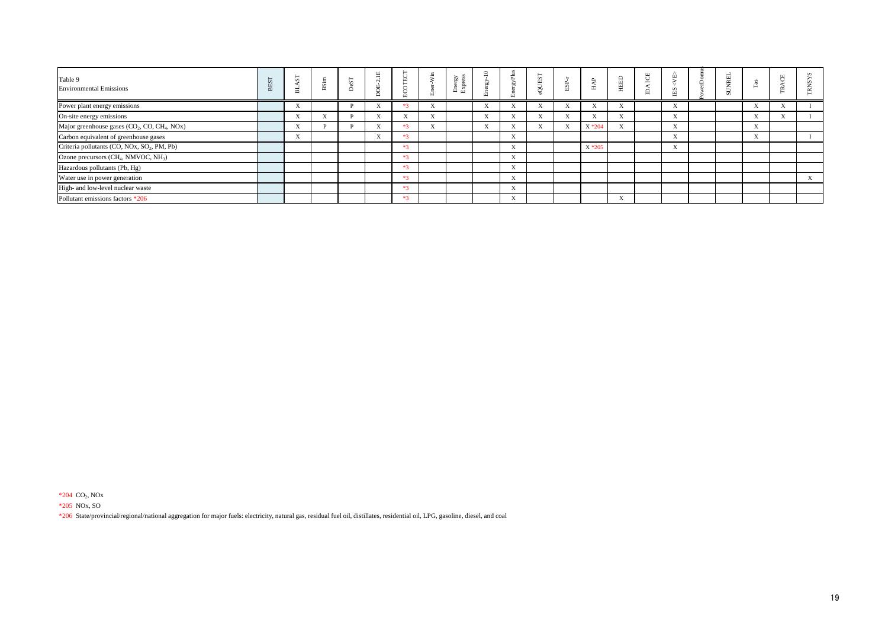| Table 9 Environmental Emissions | BEST | BLAST | BSim | DeST | DOE-2.1E | ECOTECT | Ener-Win | Energy Express | Energy-10 | EnergyPlus | eQUEST | ESP-r | HAP | HEED | IDA ICE | IES <VE> | PowerDomus | SUNREL | Tas | TRACE | TRNSYS |
|---|---|---|---|---|---|---|---|---|---|---|---|---|---|---|---|---|---|---|---|---|---|
| Power plant energy emissions | | X | | P | X | *3 | X | | X | X | X | X | X | X | | X | | | X | X | I |
| On-site energy emissions | | X | X | P | X | X | X | | X | X | X | X | X | X | | X | | | X | X | I |
| Major greenhouse gases ($CO_2$, CO, $CH_4$, NOx) | | X | P | P | X | *3 | X | | X | X | X | X | X *204 | X | | X | | | X | | |
| Carbon equivalent of greenhouse gases | | X | | | X | *3 | | | | X | | | | | | X | | | X | | I |
| Criteria pollutants (CO, NOx, $SO_2$, PM, Pb) | | | | | | *3 | | | | X | | | X *205 | | | X | | | | | |
| Ozone precursors ($CH_4$, NMVOC, $NH_3$) | | | | | | *3 | | | | X | | | | | | | | | | | |
| Hazardous pollutants (Pb, Hg) | | | | | | *3 | | | | X | | | | | | | | | | | |
| Water use in power generation | | | | | | *3 | | | | X | | | | | | | | | | | X |
| High- and low-level nuclear waste | | | | | | *3 | | | | X | | | | | | | | | | | |
| Pollutant emissions factors *206 | | | | | | *3 | | | | X | | | | X | | | | | | | |

*204 $CO_2$, NOx

*205 NOx, SO

*206 State/provincial/regional/national aggregation for major fuels: electricity, natural gas, residual fuel oil, distillates, residential oil, LPG, gasoline, diesel, and coal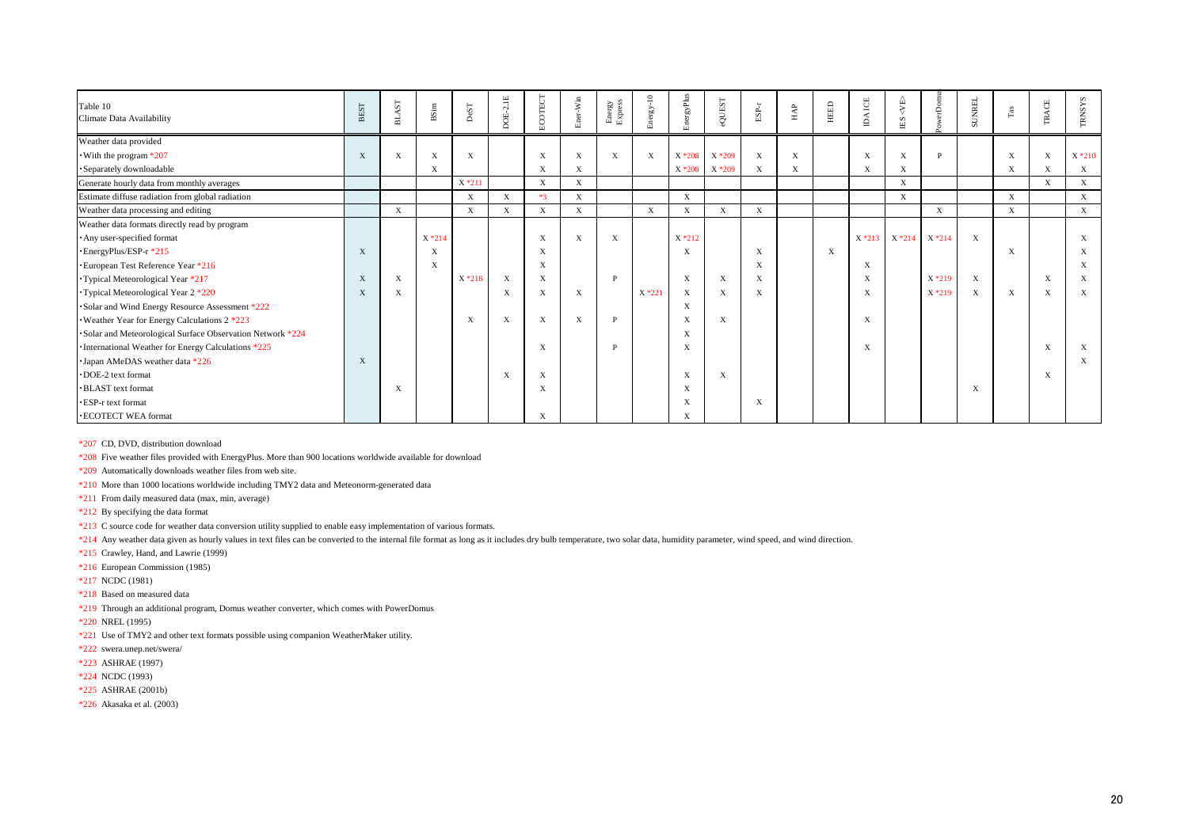| Table 10<br>Climate Data Availability | BEST | BLAST | BSim | DeST | DOE-2.1E | ECOTECT | Ener-Win | Energy Express | Energy-10 | EnergyPlus | eQUEST | ESP-r | HAP | HEED | IDA ICE | IES <VE> | PowerDomus | SUNREL | Tas | TRACE | TRNSYS |
|---|---|---|---|---|---|---|---|---|---|---|---|---|---|---|---|---|---|---|---|---|---|
| Weather data provided | | | | | | | | | | | | | | | | | | | | | |
| ·With the program *207 | X | X | X | X | | X | X | X | X | X *208 | X *209 | X | X | | X | X | P | | X | X | X *210 |
| ·Separately downloadable | | | X | | | X | X | | | X *208 | X *209 | X | X | | X | X | | | X | X | X |
| Generate hourly data from monthly averages | | | | X *211 | | X | X | | | | | | | | | X | | | | X | X |
| Estimate diffuse radiation from global radiation | | | | X | X | *3 | X | | | X | | | | | | X | | | X | | X |
| Weather data processing and editing | | X | | X | X | X | X | | X | X | X | X | | | | | X | | X | | X |
| Weather data formats directly read by program | | | | | | | | | | | | | | | | | | | | | |
| ·Any user-specified format | | | X *214 | | | X | X | X | | X *212 | | | | | X *213 | X *214 | X *214 | X | | | X |
| ·EnergyPlus/ESP-r *215 | X | | X | | | X | | | | X | | X | | X | | | | | X | | X |
| ·European Test Reference Year *216 | | | X | | | X | | | | | | X | | | X | | | | | | X |
| ·Typical Meteorological Year *217 | X | X | | X *218 | X | X | | P | | X | X | X | | | X | | X *219 | X | | X | X |
| ·Typical Meteorological Year 2 *220 | X | X | | | X | X | X | | X *221 | X | X | X | | | X | | X *219 | X | X | X | X |
| ·Solar and Wind Energy Resource Assessment *222 | | | | | | | | | | X | | | | | | | | | | | |
| ·Weather Year for Energy Calculations 2 *223 | | | | X | X | X | X | P | | X | X | | | | X | | | | | | |
| ·Solar and Meteorological Surface Observation Network *224 | | | | | | | | | | X | | | | | | | | | | | |
| ·International Weather for Energy Calculations *225 | | | | | | X | | P | | X | | | | | X | | | | | X | X |
| ·Japan AMeDAS weather data *226 | X | | | | | | | | | | | | | | | | | | | | X |
| ·DOE-2 text format | | | | | X | X | | | | X | X | | | | | | | | | X | |
| ·BLAST text format | | X | | | | X | | | | X | | | | | | | | X | | | |
| ·ESP-r text format | | | | | | | | | | X | | X | | | | | | | | | |
| ·ECOTECT WEA format | | | | | | X | | | | X | | | | | | | | | | | |

*207 CD, DVD, distribution download

*208 Five weather files provided with EnergyPlus. More than 900 locations worldwide available for download

*209 Automatically downloads weather files from web site.

*210 More than 1000 locations worldwide including TMY2 data and Meteonorm-generated data

*211 From daily measured data (max, min, average)

*212 By specifying the data format

*213 C source code for weather data conversion utility supplied to enable easy implementation of various formats.

*214 Any weather data given as hourly values in text files can be converted to the internal file format as long as it includes dry bulb temperature, two solar data, humidity parameter, wind speed, and wind direction.

*215 Crawley, Hand, and Lawrie (1999)

*216 European Commission (1985)

*217 NCDC (1981)

*218 Based on measured data

*219 Through an additional program, Domus weather converter, which comes with PowerDomus

*220 NREL (1995)

*221 Use of TMY2 and other text formats possible using companion WeatherMaker utility.

*222 swera.unep.net/swera/

*223 ASHRAE (1997)

*224 NCDC (1993)

*225 ASHRAE (2001b)

*226 Akasaka et al. (2003)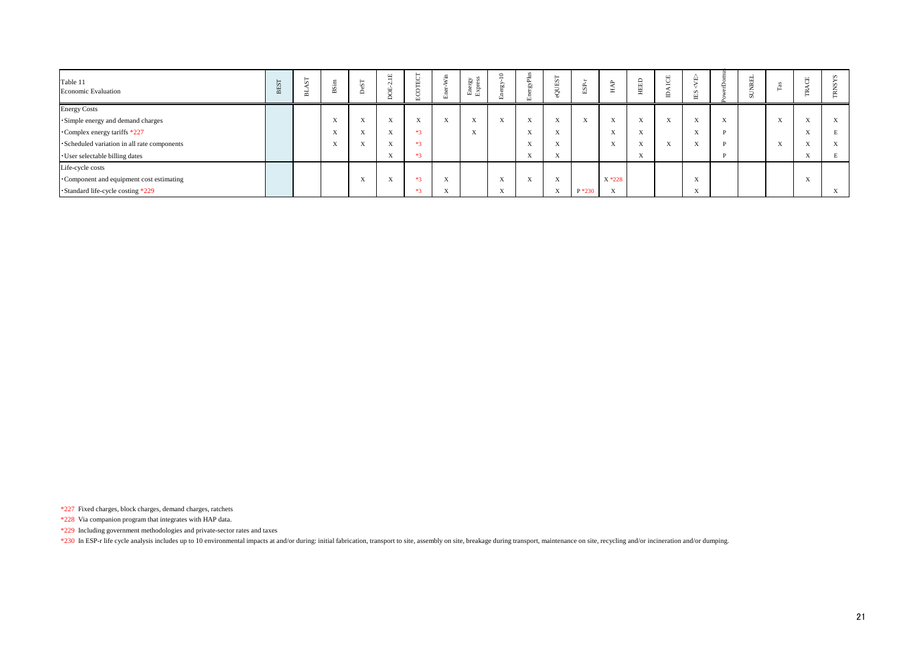| Table 11<br>Economic Evaluation | BEST | BLAST | BSim | DeST | DOE-2.1E | ECOTECT | Ener-Win | Energy Express | Energy-10 | EnergyPlus | eQUEST | ESP-r | HAP | HEED | IDA ICE | IES <VE> | PowerDomus | SUNREL | Tas | TRACE | TRNSYS |
|---|---|---|---|---|---|---|---|---|---|---|---|---|---|---|---|---|---|---|---|---|---|
| Energy Costs | | | | | | | | | | | | | | | | | | | | | |
| ・Simple energy and demand charges | | | X | X | X | X | X | X | X | X | X | X | X | X | X | X | X | | X | X | X |
| ・Complex energy tariffs *227 | | | X | X | X | *3 | | X | | X | X | | X | X | | X | P | | | X | E |
| ・Scheduled variation in all rate components | | | X | X | X | *3 | | | | X | X | | X | X | X | X | P | | X | X | X |
| ・User selectable billing dates | | | | | X | *3 | | | | X | X | | | X | | | P | | | X | E |
| Life-cycle costs | | | | | | | | | | | | | | | | | | | | | |
| ・Component and equipment cost estimating | | | | X | X | *3 | X | | X | X | X | | X *228 | | | X | | | | X | |
| ・Standard life-cycle costing *229 | | | | | | *3 | X | | X | | X | P *230 | X | | | X | | | | | X |

*227 Fixed charges, block charges, demand charges, ratchets

*228 Via companion program that integrates with HAP data.

*229 Including government methodologies and private-sector rates and taxes

*230 In ESP-r life cycle analysis includes up to 10 environmental impacts at and/or during: initial fabrication, transport to site, assembly on site, breakage during transport, maintenance on site, recycling and/or incineration and/or dumping.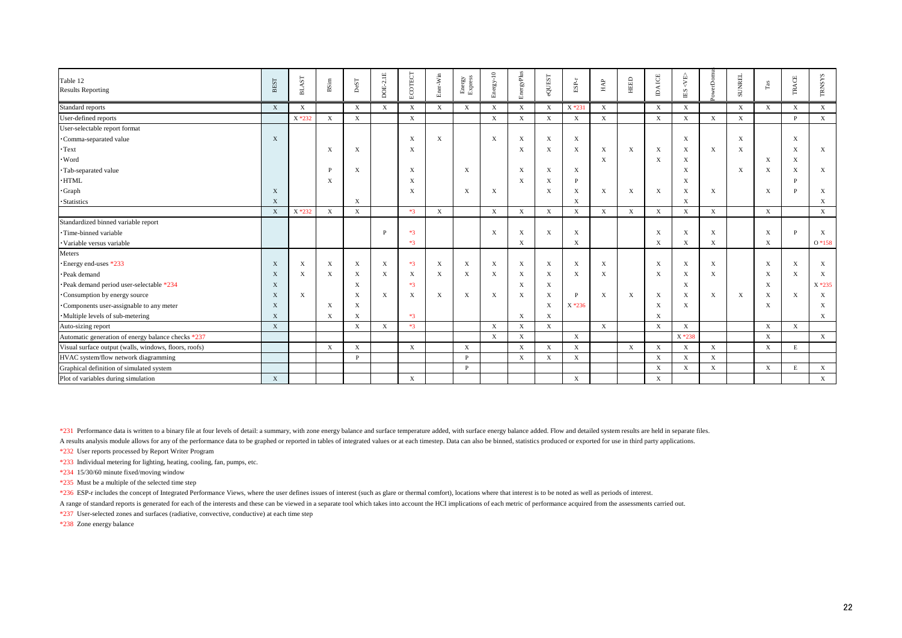| Table 12<br>Results Reporting | BEST | BLAST | BSim | DeST | DOE-2.1E | ECOTECT | Ener-Win | Energy Express | Energy-10 | EnergyPlus | eQUEST | ESP-r | HAP | HEED | IDA ICE | IES <VE> | PowerDomus | SUNREL | Tas | TRACE | TRNSYS |
|---|---|---|---|---|---|---|---|---|---|---|---|---|---|---|---|---|---|---|---|---|---|
| Standard reports | X | X | | X | X | X | X | X | X | X | X | X *231 | X | | X | X | | X | X | X | X |
| User-defined reports | | X *232 | X | X | | X | | | X | X | X | X | X | | X | X | X | X | | P | X |
| User-selectable report format | | | | | | | | | | | | | | | | | | | | | |
| ・Comma-separated value | X | | | | | X | X | | X | X | X | X | | | | X | | X | | X | |
| ・Text | | | X | X | | X | | | | X | X | X | X | X | X | X | X | X | | X | X |
| ・Word | | | | | | | | | | | | | X | | X | X | | | X | X | |
| ・Tab-separated value | | | P | X | | X | | X | | X | X | X | | | | X | | X | X | X | X |
| ・HTML | | | X | | | X | | | | X | X | P | | | | X | | | | P | |
| ・Graph | X | | | | | X | | X | X | | X | X | X | X | X | X | X | | X | P | X |
| ・Statistics | X | | | X | | | | | | | | X | | | | X | | | | | X |
| | X | X *232 | X | X | | *3 | X | | X | X | X | X | X | X | X | X | X | | X | | X |
| Standardized binned variable report | | | | | | | | | | | | | | | | | | | | | |
| ・Time-binned variable | | | | | P | *3 | | | X | X | X | X | | | X | X | X | | X | P | X |
| ・Variable versus variable | | | | | | *3 | | | | X | | X | | | X | X | X | | X | | O *158 |
| Meters | | | | | | | | | | | | | | | | | | | | | |
| ・Energy end-uses *233 | X | X | X | X | X | *3 | X | X | X | X | X | X | X | | X | X | X | | X | X | X |
| ・Peak demand | X | X | X | X | X | *3 | X | X | X | X | X | X | X | | X | X | X | | X | X | X |
| ・Peak demand period user-selectable *234 | X | | | X | | *3 | | | | X | X | | | | | X | | | X | | X *235 |
| ・Consumption by energy source | X | X | | X | X | X | X | X | X | X | X | P | X | X | X | X | X | X | X | X | X |
| ・Components user-assignable to any meter | X | | X | X | | | | | | | X | X *236 | | | X | X | | | X | | X |
| ・Multiple levels of sub-metering | X | | X | X | | *3 | | | | X | X | | | | X | | | | | | X |
| Auto-sizing report | X | | | X | X | *3 | | | X | X | X | | X | | X | X | | | X | X | |
| Automatic generation of energy balance checks *237 | | | | | | | | | X | X | | X | | | | X *238 | | | X | | X |
| Visual surface output (walls, windows, floors, roofs) | | | X | X | | X | | X | | X | X | X | | X | X | X | X | | X | E | |
| HVAC system/flow network diagramming | | | | P | | | | P | | X | X | X | | | X | X | X | | | | |
| Graphical definition of simulated system | | | | | | | | P | | | | | | | X | X | X | | X | E | X |
| Plot of variables during simulation | X | | | | | X | | | | | | X | | | X | | | | | | X |

*231 Performance data is written to a binary file at four levels of detail: a summary, with zone energy balance and surface temperature added, with surface energy balance added. Flow and detailed system results are held in separate files.
A results analysis module allows for any of the performance data to be graphed or reported in tables of integrated values or at each timestep. Data can also be binned, statistics produced or exported for use in third party applications.

*232 User reports processed by Report Writer Program

*233 Individual metering for lighting, heating, cooling, fan, pumps, etc.

*234 15/30/60 minute fixed/moving window

*235 Must be a multiple of the selected time step

*236 ESP-r includes the concept of Integrated Performance Views, where the user defines issues of interest (such as glare or thermal comfort), locations where that interest is to be noted as well as periods of interest.
A range of standard reports is generated for each of the interests and these can be viewed in a separate tool which takes into account the HCI implications of each metric of performance acquired from the assessments carried out.

*237 User-selected zones and surfaces (radiative, convective, conductive) at each time step

*238 Zone energy balance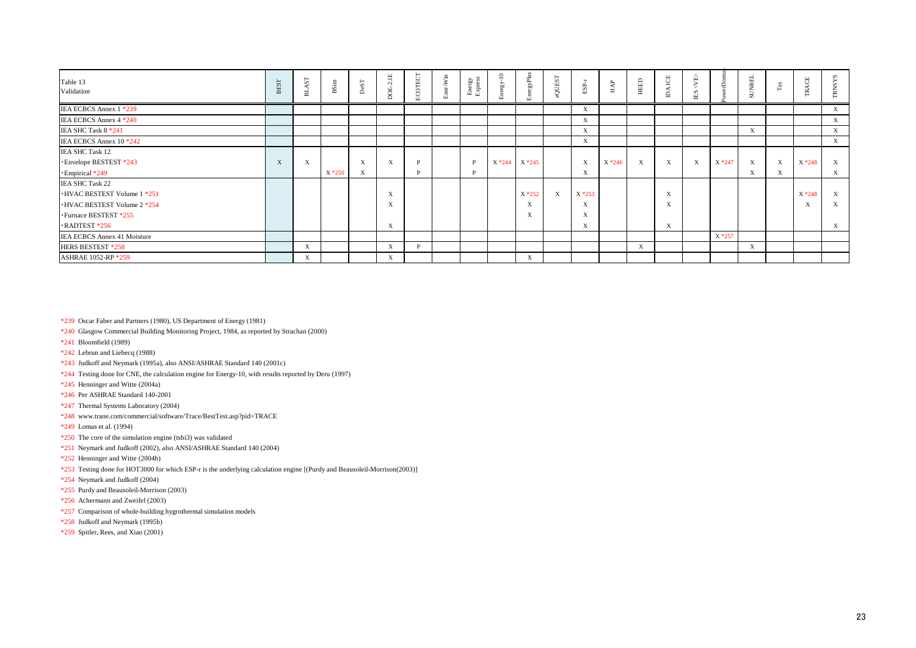| Table 13 Validation | BEST | BLAST | BSim | DeST | DOE-2.1E | ECOTECT | Ener-Win | Energy Express | Energy-10 | EnergyPlus | eQUEST | ESP-r | HAP | HEED | IDA ICE | IES <VE> | PowerDomus | SUNREL | Tas | TRACE | TRNSYS |
|---|---|---|---|---|---|---|---|---|---|---|---|---|---|---|---|---|---|---|---|---|---|
| IEA ECBCS Annex 1 *239 | | | | | | | | | | | | X | | | | | | | | | X |
| IEA ECBCS Annex 4 *240 | | | | | | | | | | | | X | | | | | | | | | X |
| IEA SHC Task 8 *241 | | | | | | | | | | | | X | | | | | | X | | | X |
| IEA ECBCS Annex 10 *242 | | | | | | | | | | | | X | | | | | | | | | X |
| IEA SHC Task 12 | | | | | | | | | | | | | | | | | | | | | |
| ・Envelope BESTEST *243 | X | X | | X | X | P | | P | X *244 | X *245 | | X | X *246 | X | X | X | X *247 | X | X | X *248 | X |
| ・Empirical *249 | | | X *250 | X | | P | | P | | | | X | | | | | | X | X | | X |
| IEA SHC Task 22 | | | | | | | | | | | | | | | | | | | | | |
| ・HVAC BESTEST Volume 1 *251 | | | | | X | | | | | X *252 | X | X *253 | | | X | | | | | X *248 | X |
| ・HVAC BESTEST Volume 2 *254 | | | | | X | | | | | X | | X | | | X | | | | | X | X |
| ・Furnace BESTEST *255 | | | | | | | | | | X | | X | | | | | | | | | |
| ・RADTEST *256 | | | | | X | | | | | | | X | | | X | | | | | | X |
| IEA ECBCS Annex 41 Moisture | | | | | | | | | | | | | | | | | X *257 | | | | |
| HERS BESTEST *258 | | X | | | X | P | | | | | | | | X | | | | X | | | |
| ASHRAE 1052-RP *259 | | X | | | X | | | | | X | | | | | | | | | | | |

*239 Oscar Faber and Partners (1980), US Department of Energy (1981)

*240 Glasgow Commercial Building Monitoring Project, 1984, as reported by Strachan (2000)

*241 Bloomfield (1989)

*242 Lebrun and Liebecq (1988)

*243 Judkoff and Neymark (1995a), also ANSI/ASHRAE Standard 140 (2001c)

*244 Testing done for CNE, the calculation engine for Energy-10, with results reported by Deru (1997)

*245 Henninger and Witte (2004a)

*246 Per ASHRAE Standard 140-2001

*247 Thermal Systems Laboratory (2004)

*248 www.trane.com/commercial/software/Trace/BestTest.asp?pid=TRACE

*249 Lomas et al. (1994)

*250 The core of the simulation engine (tsbi3) was validated

*251 Neymark and Judkoff (2002), also ANSI/ASHRAE Standard 140 (2004)

*252 Henninger and Witte (2004b)

*253 Testing done for HOT3000 for which ESP-r is the underlying calculation engine [(Purdy and Beausoleil-Morrison(2003)]

*254 Neymark and Judkoff (2004)

*255 Purdy and Beausoleil-Morrison (2003)

*256 Achermann and Zweifel (2003)

*257 Comparison of whole-building hygrothermal simulation models

*258 Judkoff and Neymark (1995b)

*259 Spitler, Rees, and Xiao (2001)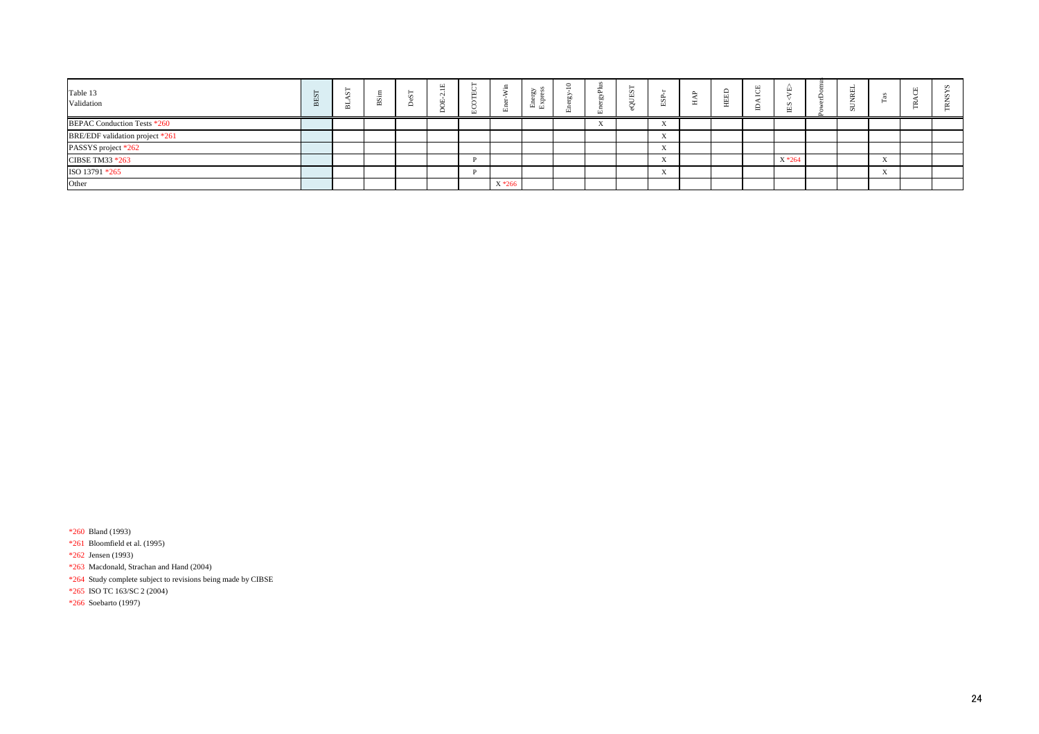| Table 13 Validation | BEST | BLAST | BSim | DeST | DOE-2.1E | ECOTECT | Ener-Win | Energy Express | Energy-10 | EnergyPlus | eQUEST | ESP-r | HAP | HEED | IDA ICE | IES <VE> | PowerDomus | SUNREL | Tas | TRACE | TRNSYS |
|---|---|---|---|---|---|---|---|---|---|---|---|---|---|---|---|---|---|---|---|---|---|
| BEPAC Conduction Tests *260 | | | | | | | | | | X | | X | | | | | | | | | |
| BRE/EDF validation project *261 | | | | | | | | | | | | X | | | | | | | | | |
| PASSYS project *262 | | | | | | | | | | | | X | | | | | | | | | |
| CIBSE TM33 *263 | | | | | | P | | | | | | X | | | | X *264 | | | X | | |
| ISO 13791 *265 | | | | | | P | | | | | | X | | | | | | | X | | |
| Other | | | | | | | X *266 | | | | | | | | | | | | | | |

*260 Bland (1993)

*261 Bloomfield et al. (1995)

*262 Jensen (1993)

*263 Macdonald, Strachan and Hand (2004)

*264 Study complete subject to revisions being made by CIBSE

*265 ISO TC 163/SC 2 (2004)

*266 Soebarto (1997)